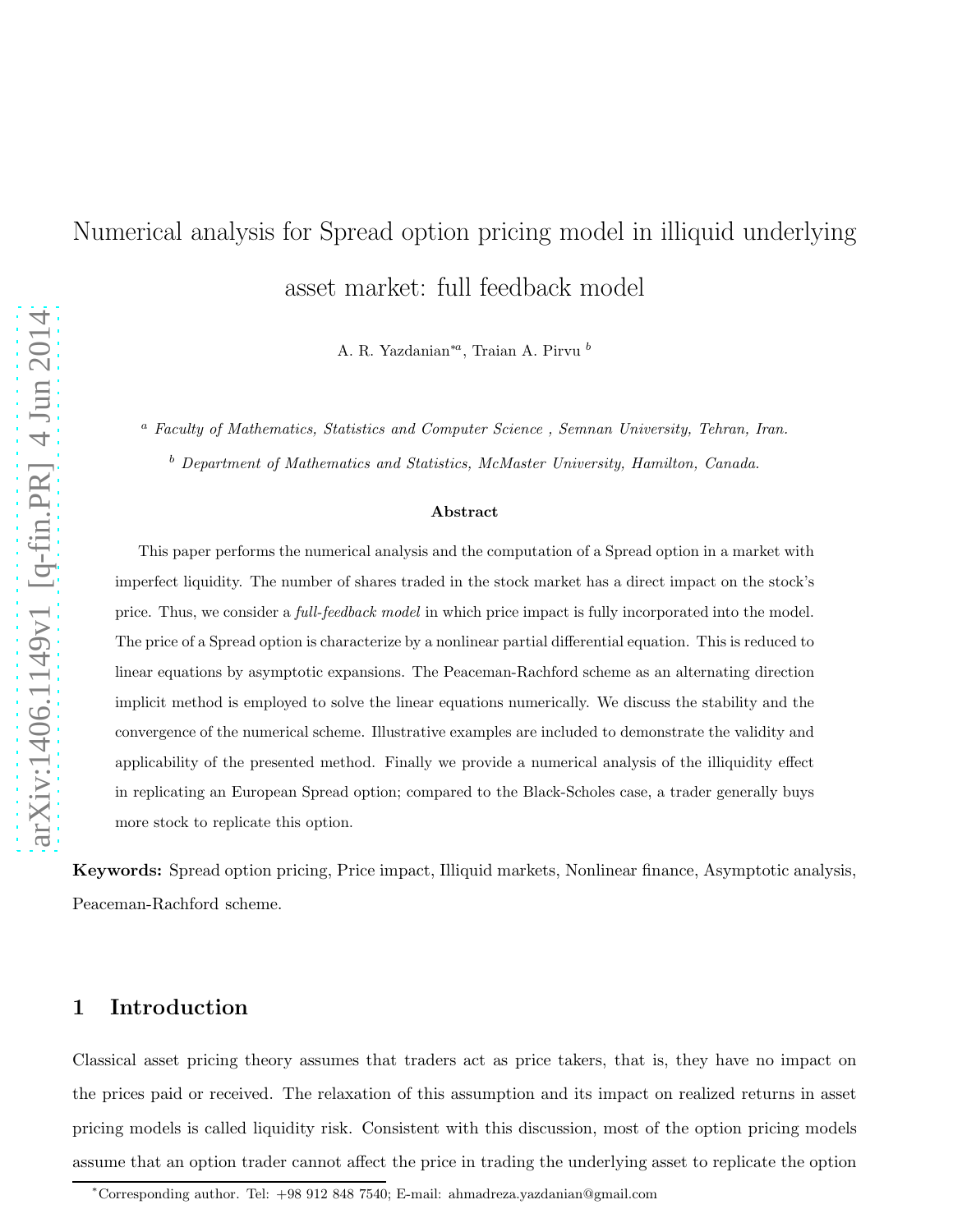# Numerical analysis for Spread option pricing model in illiquid underlying asset market: full feedback model

A. R. Yazdanian*[a], Traian A. Pirvu [b]

[a] *Faculty of Mathematics, Statistics and Computer Science , Semnan University, Tehran, Iran.*

[b] *Department of Mathematics and Statistics, McMaster University, Hamilton, Canada.*

**Abstract**

This paper performs the numerical analysis and the computation of a Spread option in a market with imperfect liquidity. The number of shares traded in the stock market has a direct impact on the stock's price. Thus, we consider a *full-feedback model* in which price impact is fully incorporated into the model. The price of a Spread option is characterize by a nonlinear partial differential equation. This is reduced to linear equations by asymptotic expansions. The Peaceman-Rachford scheme as an alternating direction implicit method is employed to solve the linear equations numerically. We discuss the stability and the convergence of the numerical scheme. Illustrative examples are included to demonstrate the validity and applicability of the presented method. Finally we provide a numerical analysis of the illiquidity effect in replicating an European Spread option; compared to the Black-Scholes case, a trader generally buys more stock to replicate this option.

**Keywords:** Spread option pricing, Price impact, Illiquid markets, Nonlinear finance, Asymptotic analysis, Peaceman-Rachford scheme.

## 1 Introduction

Classical asset pricing theory assumes that traders act as price takers, that is, they have no impact on the prices paid or received. The relaxation of this assumption and its impact on realized returns in asset pricing models is called liquidity risk. Consistent with this discussion, most of the option pricing models assume that an option trader cannot affect the price in trading the underlying asset to replicate the option

*Corresponding author. Tel: +98 912 848 7540; E-mail: ahmadreza.yazdanian@gmail.com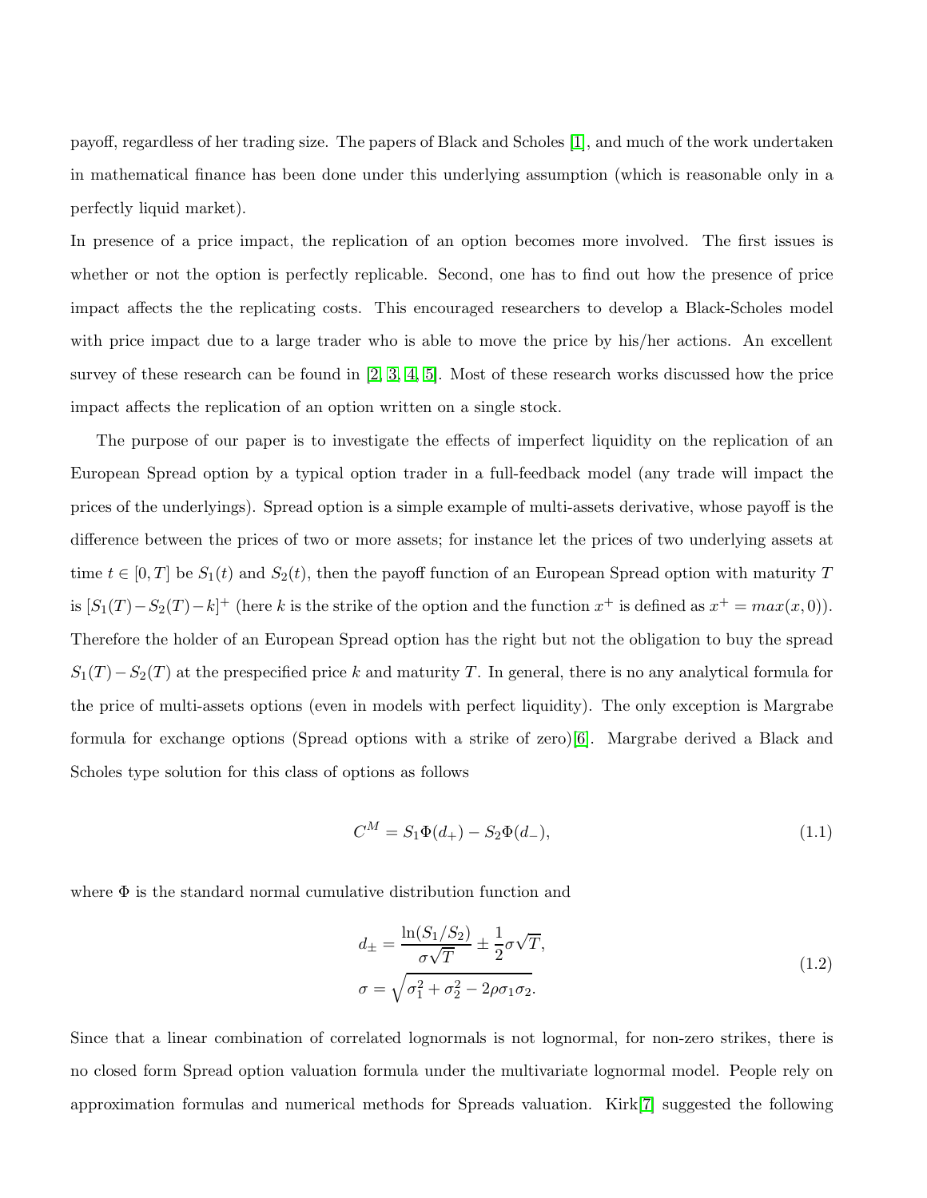payoff, regardless of her trading size. The papers of Black and Scholes [1], and much of the work undertaken in mathematical finance has been done under this underlying assumption (which is reasonable only in a perfectly liquid market).

In presence of a price impact, the replication of an option becomes more involved. The first issues is whether or not the option is perfectly replicable. Second, one has to find out how the presence of price impact affects the the replicating costs. This encouraged researchers to develop a Black-Scholes model with price impact due to a large trader who is able to move the price by his/her actions. An excellent survey of these research can be found in [2, 3, 4, 5]. Most of these research works discussed how the price impact affects the replication of an option written on a single stock.

The purpose of our paper is to investigate the effects of imperfect liquidity on the replication of an European Spread option by a typical option trader in a full-feedback model (any trade will impact the prices of the underlyings). Spread option is a simple example of multi-assets derivative, whose payoff is the difference between the prices of two or more assets; for instance let the prices of two underlying assets at time $t \in [0, T]$ be $S_1(t)$ and $S_2(t)$, then the payoff function of an European Spread option with maturity $T$ is $[S_1(T) - S_2(T) - k]^+$ (here $k$ is the strike of the option and the function $x^+$ is defined as $x^+ = max(x, 0)$). Therefore the holder of an European Spread option has the right but not the obligation to buy the spread $S_1(T) - S_2(T)$ at the prespecified price $k$ and maturity $T$. In general, there is no any analytical formula for the price of multi-assets options (even in models with perfect liquidity). The only exception is Margrabe formula for exchange options (Spread options with a strike of zero)[6]. Margrabe derived a Black and Scholes type solution for this class of options as follows

$$C^M = S_1\Phi(d_+) - S_2\Phi(d_-), \tag{1.1}$$

where $\Phi$ is the standard normal cumulative distribution function and

$$\begin{aligned} d_{\pm} &= \frac{\ln(S_1/S_2)}{\sigma\sqrt{T}} \pm \frac{1}{2}\sigma\sqrt{T}, \\ \sigma &= \sqrt{\sigma_1^2 + \sigma_2^2 - 2\rho\sigma_1\sigma_2}. \end{aligned} \tag{1.2}$$

Since that a linear combination of correlated lognormals is not lognormal, for non-zero strikes, there is no closed form Spread option valuation formula under the multivariate lognormal model. People rely on approximation formulas and numerical methods for Spreads valuation. Kirk[7] suggested the following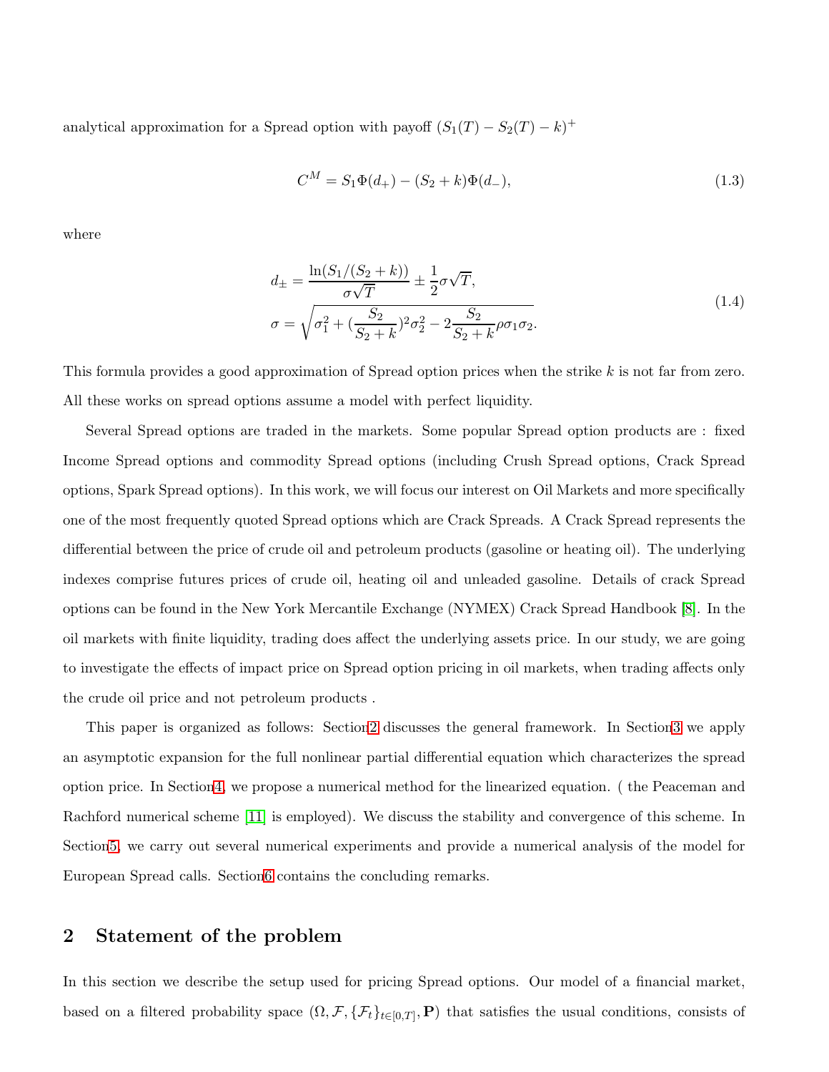analytical approximation for a Spread option with payoff $(S_1(T) - S_2(T) - k)^+$

$$
C^M = S_1\Phi(d_+) - (S_2 + k)\Phi(d_-), \tag{1.3}
$$

where

$$
\begin{aligned}
d_\pm &= \frac{\ln(S_1/(S_2+k))}{\sigma\sqrt{T}} \pm \frac{1}{2}\sigma\sqrt{T}, \\
\sigma &= \sqrt{\sigma_1^2 + (\frac{S_2}{S_2+k})^2\sigma_2^2 - 2\frac{S_2}{S_2+k}\rho\sigma_1\sigma_2}.
\end{aligned} \tag{1.4}
$$

This formula provides a good approximation of Spread option prices when the strike $k$ is not far from zero. All these works on spread options assume a model with perfect liquidity.

Several Spread options are traded in the markets. Some popular Spread option products are : fixed Income Spread options and commodity Spread options (including Crush Spread options, Crack Spread options, Spark Spread options). In this work, we will focus our interest on Oil Markets and more specifically one of the most frequently quoted Spread options which are Crack Spreads. A Crack Spread represents the differential between the price of crude oil and petroleum products (gasoline or heating oil). The underlying indexes comprise futures prices of crude oil, heating oil and unleaded gasoline. Details of crack Spread options can be found in the New York Mercantile Exchange (NYMEX) Crack Spread Handbook [8]. In the oil markets with finite liquidity, trading does affect the underlying assets price. In our study, we are going to investigate the effects of impact price on Spread option pricing in oil markets, when trading affects only the crude oil price and not petroleum products .

This paper is organized as follows: Section2 discusses the general framework. In Section3 we apply an asymptotic expansion for the full nonlinear partial differential equation which characterizes the spread option price. In Section4, we propose a numerical method for the linearized equation. ( the Peaceman and Rachford numerical scheme [11] is employed). We discuss the stability and convergence of this scheme. In Section5, we carry out several numerical experiments and provide a numerical analysis of the model for European Spread calls. Section6 contains the concluding remarks.

## 2 Statement of the problem

In this section we describe the setup used for pricing Spread options. Our model of a financial market, based on a filtered probability space $(\Omega, \mathcal{F}, \{\mathcal{F}_t\}_{t\in[0,T]}, \mathbf{P})$ that satisfies the usual conditions, consists of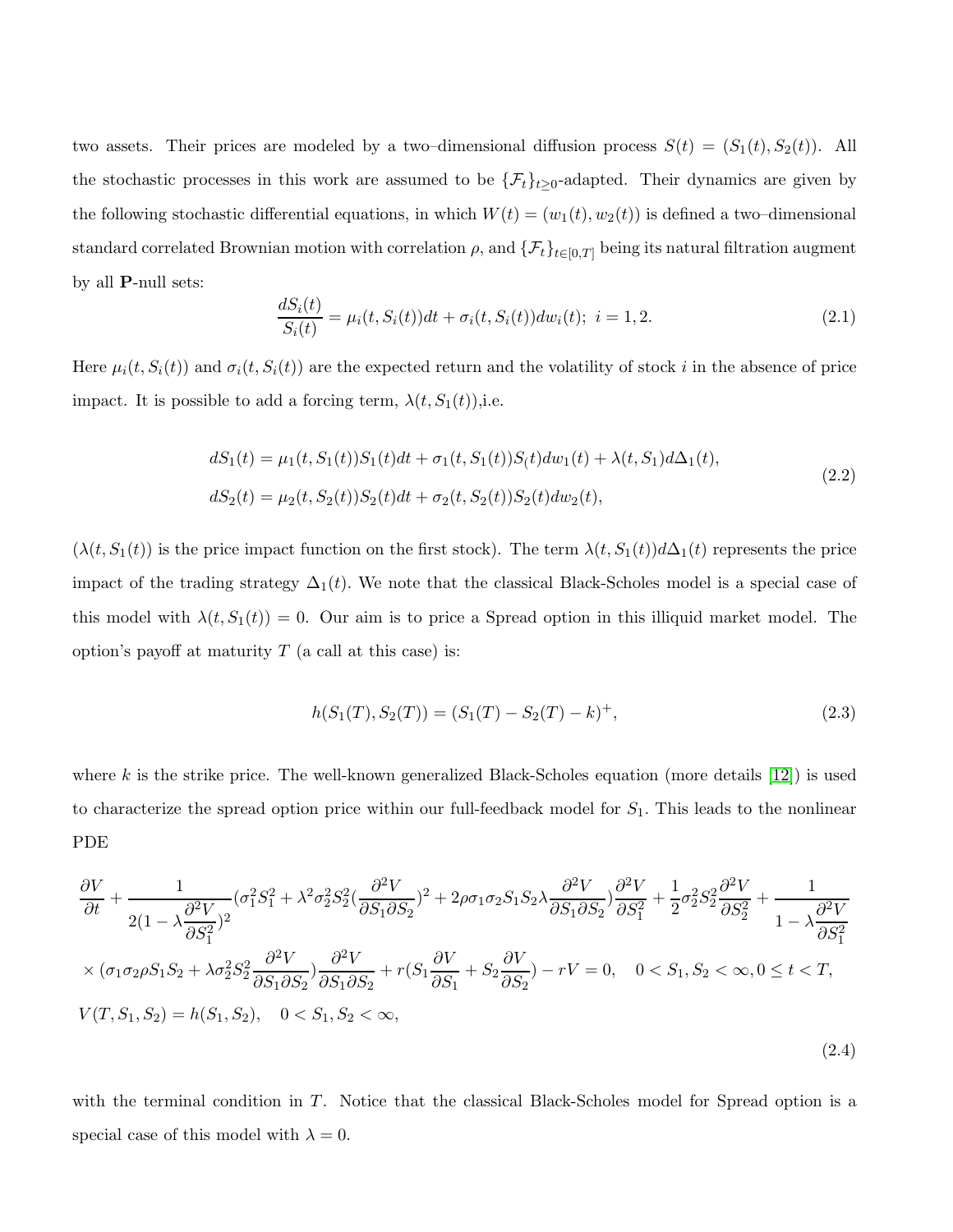two assets. Their prices are modeled by a two–dimensional diffusion process $S(t) = (S_1(t), S_2(t))$. All the stochastic processes in this work are assumed to be $\{\mathcal{F}_t\}_{t\geq 0}$-adapted. Their dynamics are given by the following stochastic differential equations, in which $W(t) = (w_1(t), w_2(t))$ is defined a two–dimensional standard correlated Brownian motion with correlation $\rho$, and $\{\mathcal{F}_t\}_{t\in[0,T]}$ being its natural filtration augment by all $\mathbf{P}$-null sets:

$$\frac{dS_i(t)}{S_i(t)} = \mu_i(t, S_i(t))dt + \sigma_i(t, S_i(t))dw_i(t);\ i = 1, 2. \tag{2.1}$$

Here $\mu_i(t, S_i(t))$ and $\sigma_i(t, S_i(t))$ are the expected return and the volatility of stock $i$ in the absence of price impact. It is possible to add a forcing term, $\lambda(t, S_1(t))$,i.e.

$$\begin{aligned}
dS_1(t) &= \mu_1(t, S_1(t))S_1(t)dt + \sigma_1(t, S_1(t))S_(t)dw_1(t) + \lambda(t, S_1)d\Delta_1(t), \\
dS_2(t) &= \mu_2(t, S_2(t))S_2(t)dt + \sigma_2(t, S_2(t))S_2(t)dw_2(t),
\end{aligned} \tag{2.2}$$

($\lambda(t, S_1(t))$ is the price impact function on the first stock). The term $\lambda(t, S_1(t))d\Delta_1(t)$ represents the price impact of the trading strategy $\Delta_1(t)$. We note that the classical Black-Scholes model is a special case of this model with $\lambda(t, S_1(t)) = 0$. Our aim is to price a Spread option in this illiquid market model. The option's payoff at maturity $T$ (a call at this case) is:

$$h(S_1(T), S_2(T)) = (S_1(T) - S_2(T) - k)^+, \tag{2.3}$$

where $k$ is the strike price. The well-known generalized Black-Scholes equation (more details [12]) is used to characterize the spread option price within our full-feedback model for $S_1$. This leads to the nonlinear PDE

$$\begin{aligned}
&\frac{\partial V}{\partial t} + \frac{1}{2(1-\lambda\frac{\partial^2 V}{\partial S_1^2})^2}(\sigma_1^2 S_1^2 + \lambda^2\sigma_2^2 S_2^2(\frac{\partial^2 V}{\partial S_1 \partial S_2})^2 + 2\rho\sigma_1\sigma_2 S_1 S_2 \lambda\frac{\partial^2 V}{\partial S_1 \partial S_2})\frac{\partial^2 V}{\partial S_1^2} + \frac{1}{2}\sigma_2^2 S_2^2\frac{\partial^2 V}{\partial S_2^2} + \frac{1}{1-\lambda\frac{\partial^2 V}{\partial S_1^2}} \\
&\times(\sigma_1\sigma_2\rho S_1 S_2 + \lambda\sigma_2^2 S_2^2\frac{\partial^2 V}{\partial S_1 \partial S_2})\frac{\partial^2 V}{\partial S_1 \partial S_2} + r(S_1\frac{\partial V}{\partial S_1} + S_2\frac{\partial V}{\partial S_2}) - rV = 0, \quad 0 < S_1, S_2 < \infty, 0 \leq t < T, \\
&V(T, S_1, S_2) = h(S_1, S_2), \quad 0 < S_1, S_2 < \infty,
\end{aligned} \tag{2.4}$$

with the terminal condition in $T$. Notice that the classical Black-Scholes model for Spread option is a special case of this model with $\lambda = 0$.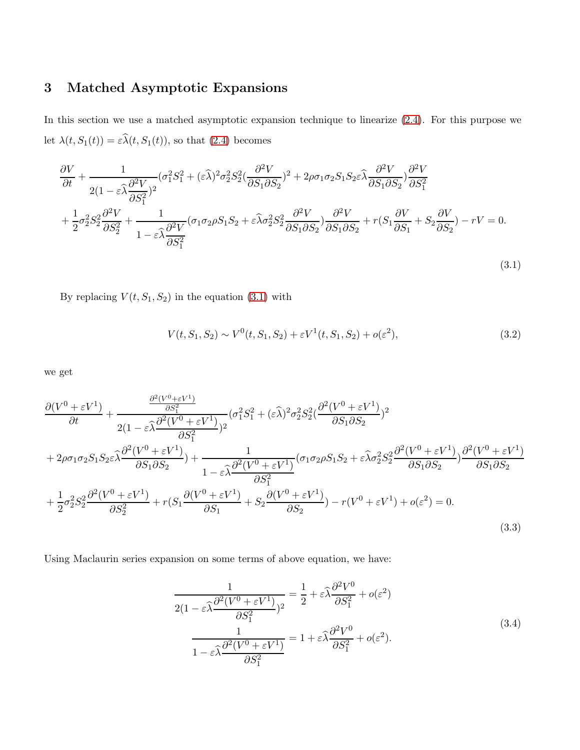## 3 Matched Asymptotic Expansions

In this section we use a matched asymptotic expansion technique to linearize (2.4). For this purpose we let $\lambda(t, S_1(t)) = \varepsilon\widehat{\lambda}(t, S_1(t))$, so that (2.4) becomes

$$
\begin{aligned}
&\frac{\partial V}{\partial t} + \frac{1}{2(1-\varepsilon\widehat{\lambda}\frac{\partial^2 V}{\partial S_1^2})^2}(\sigma_1^2 S_1^2 + (\varepsilon\widehat{\lambda})^2\sigma_2^2 S_2^2(\frac{\partial^2 V}{\partial S_1 \partial S_2})^2 + 2\rho\sigma_1\sigma_2 S_1 S_2 \varepsilon\widehat{\lambda}\frac{\partial^2 V}{\partial S_1 \partial S_2})\frac{\partial^2 V}{\partial S_1^2} \\
&+ \frac{1}{2}\sigma_2^2 S_2^2 \frac{\partial^2 V}{\partial S_2^2} + \frac{1}{1-\varepsilon\widehat{\lambda}\frac{\partial^2 V}{\partial S_1^2}}(\sigma_1\sigma_2\rho S_1 S_2 + \varepsilon\widehat{\lambda}\sigma_2^2 S_2^2\frac{\partial^2 V}{\partial S_1 \partial S_2})\frac{\partial^2 V}{\partial S_1 \partial S_2} + r(S_1\frac{\partial V}{\partial S_1} + S_2\frac{\partial V}{\partial S_2}) - rV = 0.
\end{aligned}
\tag{3.1}
$$

By replacing $V(t, S_1, S_2)$ in the equation (3.1) with

$$
V(t, S_1, S_2) \sim V^0(t, S_1, S_2) + \varepsilon V^1(t, S_1, S_2) + o(\varepsilon^2), \tag{3.2}
$$

we get

$$
\begin{aligned}
&\frac{\partial (V^0+\varepsilon V^1)}{\partial t} + \frac{\frac{\partial^2 (V^0+\varepsilon V^1)}{\partial S_1^2}}{2(1-\varepsilon\widehat{\lambda}\frac{\partial^2 (V^0+\varepsilon V^1)}{\partial S_1^2})^2}(\sigma_1^2 S_1^2 + (\varepsilon\widehat{\lambda})^2\sigma_2^2 S_2^2(\frac{\partial^2 (V^0+\varepsilon V^1)}{\partial S_1 \partial S_2})^2 \\
&+ 2\rho\sigma_1\sigma_2 S_1 S_2\varepsilon\widehat{\lambda}\frac{\partial^2 (V^0+\varepsilon V^1)}{\partial S_1 \partial S_2}) + \frac{1}{1-\varepsilon\widehat{\lambda}\frac{\partial^2 (V^0+\varepsilon V^1)}{\partial S_1^2}}(\sigma_1\sigma_2\rho S_1 S_2 + \varepsilon\widehat{\lambda}\sigma_2^2 S_2^2\frac{\partial^2 (V^0+\varepsilon V^1)}{\partial S_1 \partial S_2})\frac{\partial^2 (V^0+\varepsilon V^1)}{\partial S_1 \partial S_2} \\
&+ \frac{1}{2}\sigma_2^2 S_2^2\frac{\partial^2 (V^0+\varepsilon V^1)}{\partial S_2^2} + r(S_1\frac{\partial (V^0+\varepsilon V^1)}{\partial S_1} + S_2\frac{\partial (V^0+\varepsilon V^1)}{\partial S_2}) - r(V^0+\varepsilon V^1) + o(\varepsilon^2) = 0.
\end{aligned}
\tag{3.3}
$$

Using Maclaurin series expansion on some terms of above equation, we have:

$$
\begin{aligned}
\frac{1}{2(1-\varepsilon\widehat{\lambda}\frac{\partial^2 (V^0+\varepsilon V^1)}{\partial S_1^2})^2} &= \frac{1}{2} + \varepsilon\widehat{\lambda}\frac{\partial^2 V^0}{\partial S_1^2} + o(\varepsilon^2) \\
\frac{1}{1-\varepsilon\widehat{\lambda}\frac{\partial^2 (V^0+\varepsilon V^1)}{\partial S_1^2}} &= 1 + \varepsilon\widehat{\lambda}\frac{\partial^2 V^0}{\partial S_1^2} + o(\varepsilon^2).
\end{aligned}
\tag{3.4}
$$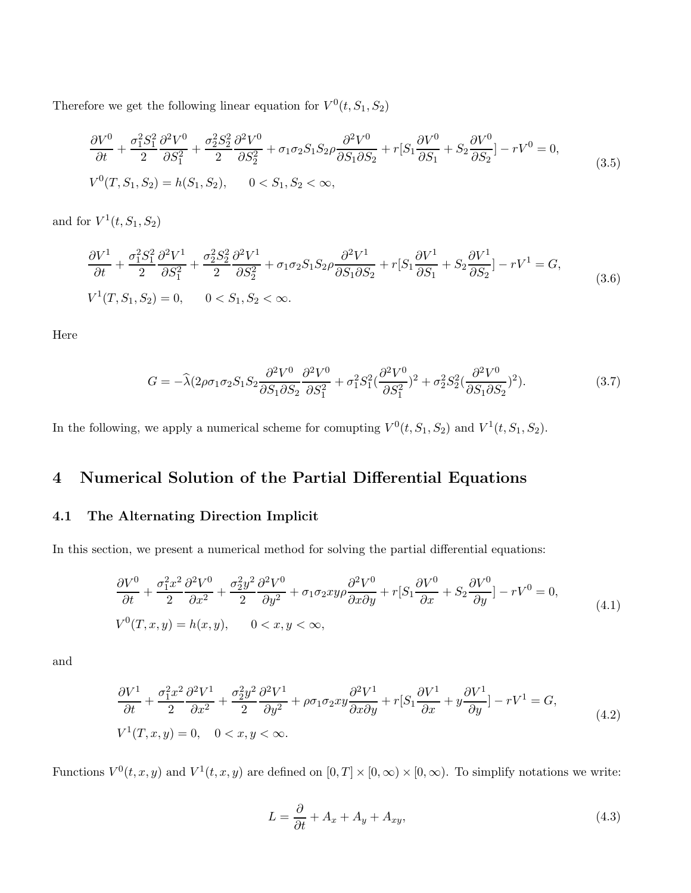Therefore we get the following linear equation for $V^0(t,S_1,S_2)$

$$
\begin{aligned}
&\frac{\partial V^0}{\partial t}+\frac{\sigma_1^2S_1^2}{2}\frac{\partial^2 V^0}{\partial S_1^2}+\frac{\sigma_2^2S_2^2}{2}\frac{\partial^2 V^0}{\partial S_2^2}+\sigma_1\sigma_2S_1S_2\rho\frac{\partial^2 V^0}{\partial S_1\partial S_2}+r[S_1\frac{\partial V^0}{\partial S_1}+S_2\frac{\partial V^0}{\partial S_2}]-rV^0=0,\\
&V^0(T,S_1,S_2)=h(S_1,S_2),\qquad 0<S_1,S_2<\infty,
\end{aligned}
\tag{3.5}
$$

and for $V^1(t,S_1,S_2)$

$$
\begin{aligned}
&\frac{\partial V^1}{\partial t}+\frac{\sigma_1^2S_1^2}{2}\frac{\partial^2 V^1}{\partial S_1^2}+\frac{\sigma_2^2S_2^2}{2}\frac{\partial^2 V^1}{\partial S_2^2}+\sigma_1\sigma_2S_1S_2\rho\frac{\partial^2 V^1}{\partial S_1\partial S_2}+r[S_1\frac{\partial V^1}{\partial S_1}+S_2\frac{\partial V^1}{\partial S_2}]-rV^1=G,\\
&V^1(T,S_1,S_2)=0,\qquad 0<S_1,S_2<\infty.
\end{aligned}
\tag{3.6}
$$

Here

$$
G=-\widehat{\lambda}(2\rho\sigma_1\sigma_2S_1S_2\frac{\partial^2 V^0}{\partial S_1\partial S_2}\frac{\partial^2 V^0}{\partial S_1^2}+\sigma_1^2S_1^2(\frac{\partial^2 V^0}{\partial S_1^2})^2+\sigma_2^2S_2^2(\frac{\partial^2 V^0}{\partial S_1\partial S_2})^2).
\tag{3.7}
$$

In the following, we apply a numerical scheme for comupting $V^0(t,S_1,S_2)$ and $V^1(t,S_1,S_2)$.

# 4 Numerical Solution of the Partial Differential Equations

## 4.1 The Alternating Direction Implicit

In this section, we present a numerical method for solving the partial differential equations:

$$
\begin{aligned}
&\frac{\partial V^0}{\partial t}+\frac{\sigma_1^2x^2}{2}\frac{\partial^2 V^0}{\partial x^2}+\frac{\sigma_2^2y^2}{2}\frac{\partial^2 V^0}{\partial y^2}+\sigma_1\sigma_2xy\rho\frac{\partial^2 V^0}{\partial x\partial y}+r[S_1\frac{\partial V^0}{\partial x}+S_2\frac{\partial V^0}{\partial y}]-rV^0=0,\\
&V^0(T,x,y)=h(x,y),\qquad 0<x,y<\infty,
\end{aligned}
\tag{4.1}
$$

and

$$
\begin{aligned}
&\frac{\partial V^1}{\partial t}+\frac{\sigma_1^2x^2}{2}\frac{\partial^2 V^1}{\partial x^2}+\frac{\sigma_2^2y^2}{2}\frac{\partial^2 V^1}{\partial y^2}+\rho\sigma_1\sigma_2xy\frac{\partial^2 V^1}{\partial x\partial y}+r[S_1\frac{\partial V^1}{\partial x}+y\frac{\partial V^1}{\partial y}]-rV^1=G,\\
&V^1(T,x,y)=0,\quad 0<x,y<\infty.
\end{aligned}
\tag{4.2}
$$

Functions $V^0(t,x,y)$ and $V^1(t,x,y)$ are defined on $[0,T]\times[0,\infty)\times[0,\infty)$. To simplify notations we write:

$$
L=\frac{\partial}{\partial t}+A_x+A_y+A_{xy},
\tag{4.3}
$$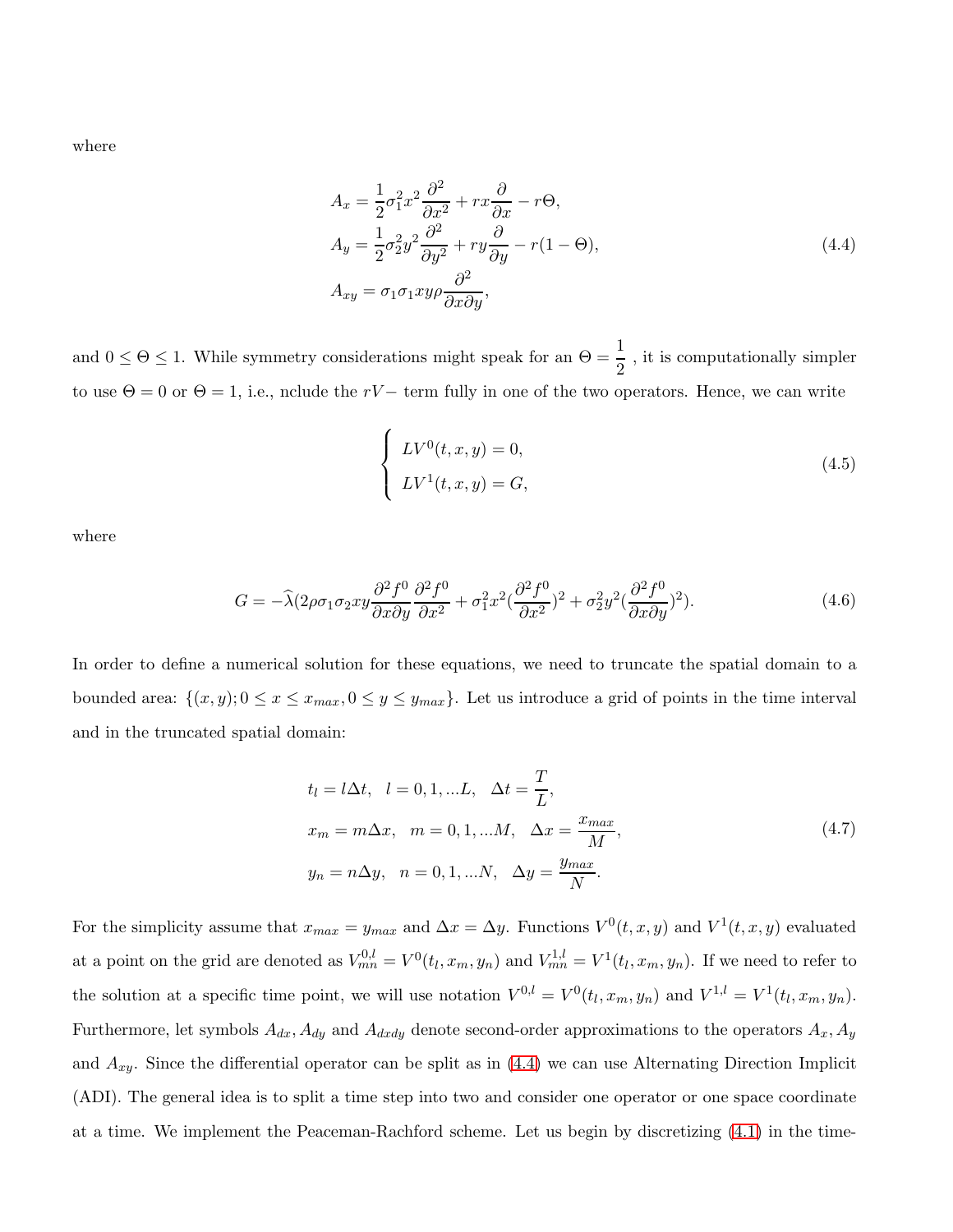where

$$
\begin{aligned}
A_x &= \frac{1}{2}\sigma_1^2 x^2 \frac{\partial^2}{\partial x^2} + rx\frac{\partial}{\partial x} - r\Theta, \\
A_y &= \frac{1}{2}\sigma_2^2 y^2 \frac{\partial^2}{\partial y^2} + ry\frac{\partial}{\partial y} - r(1-\Theta), \\
A_{xy} &= \sigma_1\sigma_1 xy\rho\frac{\partial^2}{\partial x \partial y},
\end{aligned}
\tag{4.4}
$$

and $0 \leq \Theta \leq 1$. While symmetry considerations might speak for an $\Theta = \frac{1}{2}$ , it is computationally simpler to use $\Theta = 0$ or $\Theta = 1$, i.e., nclude the $rV-$ term fully in one of the two operators. Hence, we can write

$$
\begin{cases}
LV^0(t,x,y) = 0, \\
LV^1(t,x,y) = G,
\end{cases}
\tag{4.5}
$$

where

$$
G = -\widehat{\lambda}(2\rho\sigma_1\sigma_2 xy\frac{\partial^2 f^0}{\partial x \partial y}\frac{\partial^2 f^0}{\partial x^2} + \sigma_1^2 x^2(\frac{\partial^2 f^0}{\partial x^2})^2 + \sigma_2^2 y^2(\frac{\partial^2 f^0}{\partial x \partial y})^2).
\tag{4.6}
$$

In order to define a numerical solution for these equations, we need to truncate the spatial domain to a bounded area: $\{(x,y); 0 \leq x \leq x_{max}, 0 \leq y \leq y_{max}\}$. Let us introduce a grid of points in the time interval and in the truncated spatial domain:

$$
\begin{aligned}
t_l &= l\Delta t, \quad l = 0,1,...L, \quad \Delta t = \frac{T}{L}, \\
x_m &= m\Delta x, \quad m = 0,1,...M, \quad \Delta x = \frac{x_{max}}{M}, \\
y_n &= n\Delta y, \quad n = 0,1,...N, \quad \Delta y = \frac{y_{max}}{N}.
\end{aligned}
\tag{4.7}
$$

For the simplicity assume that $x_{max} = y_{max}$ and $\Delta x = \Delta y$. Functions $V^0(t,x,y)$ and $V^1(t,x,y)$ evaluated at a point on the grid are denoted as $V^{0,l}_{mn} = V^0(t_l, x_m, y_n)$ and $V^{1,l}_{mn} = V^1(t_l, x_m, y_n)$. If we need to refer to the solution at a specific time point, we will use notation $V^{0,l} = V^0(t_l, x_m, y_n)$ and $V^{1,l} = V^1(t_l, x_m, y_n)$. Furthermore, let symbols $A_{dx}, A_{dy}$ and $A_{dxdy}$ denote second-order approximations to the operators $A_x, A_y$ and $A_{xy}$. Since the differential operator can be split as in (4.4) we can use Alternating Direction Implicit (ADI). The general idea is to split a time step into two and consider one operator or one space coordinate at a time. We implement the Peaceman-Rachford scheme. Let us begin by discretizing (4.1) in the time-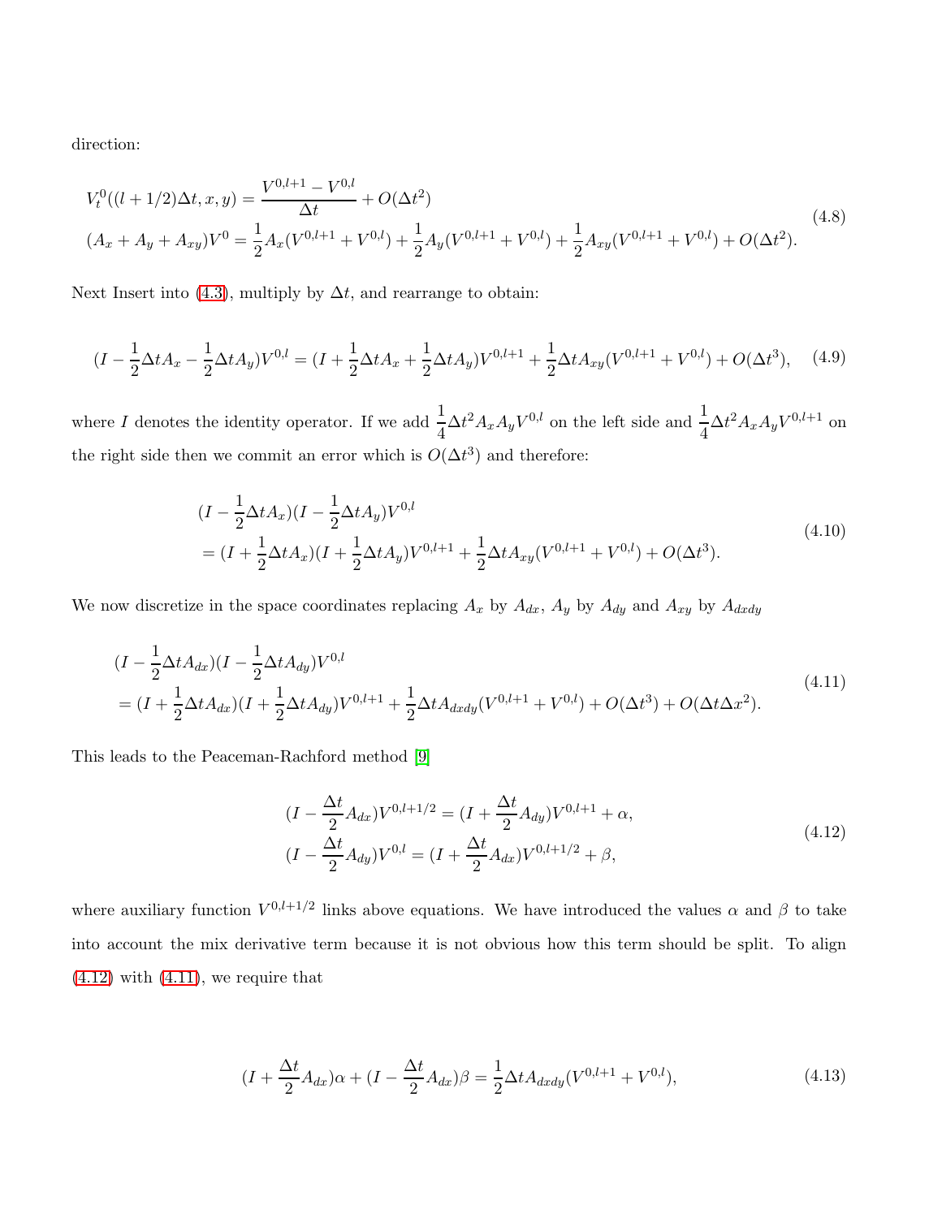direction:

$$
\begin{aligned}
&V_t^0((l+1/2)\Delta t, x, y) = \frac{V^{0,l+1} - V^{0,l}}{\Delta t} + O(\Delta t^2) \\
&(A_x + A_y + A_{xy})V^0 = \frac{1}{2}A_x(V^{0,l+1} + V^{0,l}) + \frac{1}{2}A_y(V^{0,l+1} + V^{0,l}) + \frac{1}{2}A_{xy}(V^{0,l+1} + V^{0,l}) + O(\Delta t^2).
\end{aligned}
\tag{4.8}
$$

Next Insert into (4.3), multiply by $\Delta t$, and rearrange to obtain:

$$
(I - \frac{1}{2}\Delta t A_x - \frac{1}{2}\Delta t A_y)V^{0,l} = (I + \frac{1}{2}\Delta t A_x + \frac{1}{2}\Delta t A_y)V^{0,l+1} + \frac{1}{2}\Delta t A_{xy}(V^{0,l+1} + V^{0,l}) + O(\Delta t^3), \tag{4.9}
$$

where $I$ denotes the identity operator. If we add $\frac{1}{4}\Delta t^2 A_x A_y V^{0,l}$ on the left side and $\frac{1}{4}\Delta t^2 A_x A_y V^{0,l+1}$ on the right side then we commit an error which is $O(\Delta t^3)$ and therefore:

$$
\begin{aligned}
&(I - \frac{1}{2}\Delta t A_x)(I - \frac{1}{2}\Delta t A_y)V^{0,l} \\
&= (I + \frac{1}{2}\Delta t A_x)(I + \frac{1}{2}\Delta t A_y)V^{0,l+1} + \frac{1}{2}\Delta t A_{xy}(V^{0,l+1} + V^{0,l}) + O(\Delta t^3).
\end{aligned}
\tag{4.10}
$$

We now discretize in the space coordinates replacing $A_x$ by $A_{dx}$, $A_y$ by $A_{dy}$ and $A_{xy}$ by $A_{dxdy}$

$$
\begin{aligned}
&(I - \frac{1}{2}\Delta t A_{dx})(I - \frac{1}{2}\Delta t A_{dy})V^{0,l} \\
&= (I + \frac{1}{2}\Delta t A_{dx})(I + \frac{1}{2}\Delta t A_{dy})V^{0,l+1} + \frac{1}{2}\Delta t A_{dxdy}(V^{0,l+1} + V^{0,l}) + O(\Delta t^3) + O(\Delta t \Delta x^2).
\end{aligned}
\tag{4.11}
$$

This leads to the Peaceman-Rachford method [9]

$$
\begin{aligned}
&(I - \frac{\Delta t}{2}A_{dx})V^{0,l+1/2} = (I + \frac{\Delta t}{2}A_{dy})V^{0,l+1} + \alpha, \\
&(I - \frac{\Delta t}{2}A_{dy})V^{0,l} = (I + \frac{\Delta t}{2}A_{dx})V^{0,l+1/2} + \beta,
\end{aligned}
\tag{4.12}
$$

where auxiliary function $V^{0,l+1/2}$ links above equations. We have introduced the values $\alpha$ and $\beta$ to take into account the mix derivative term because it is not obvious how this term should be split. To align (4.12) with (4.11), we require that

$$
(I + \frac{\Delta t}{2}A_{dx})\alpha + (I - \frac{\Delta t}{2}A_{dx})\beta = \frac{1}{2}\Delta t A_{dxdy}(V^{0,l+1} + V^{0,l}), \tag{4.13}
$$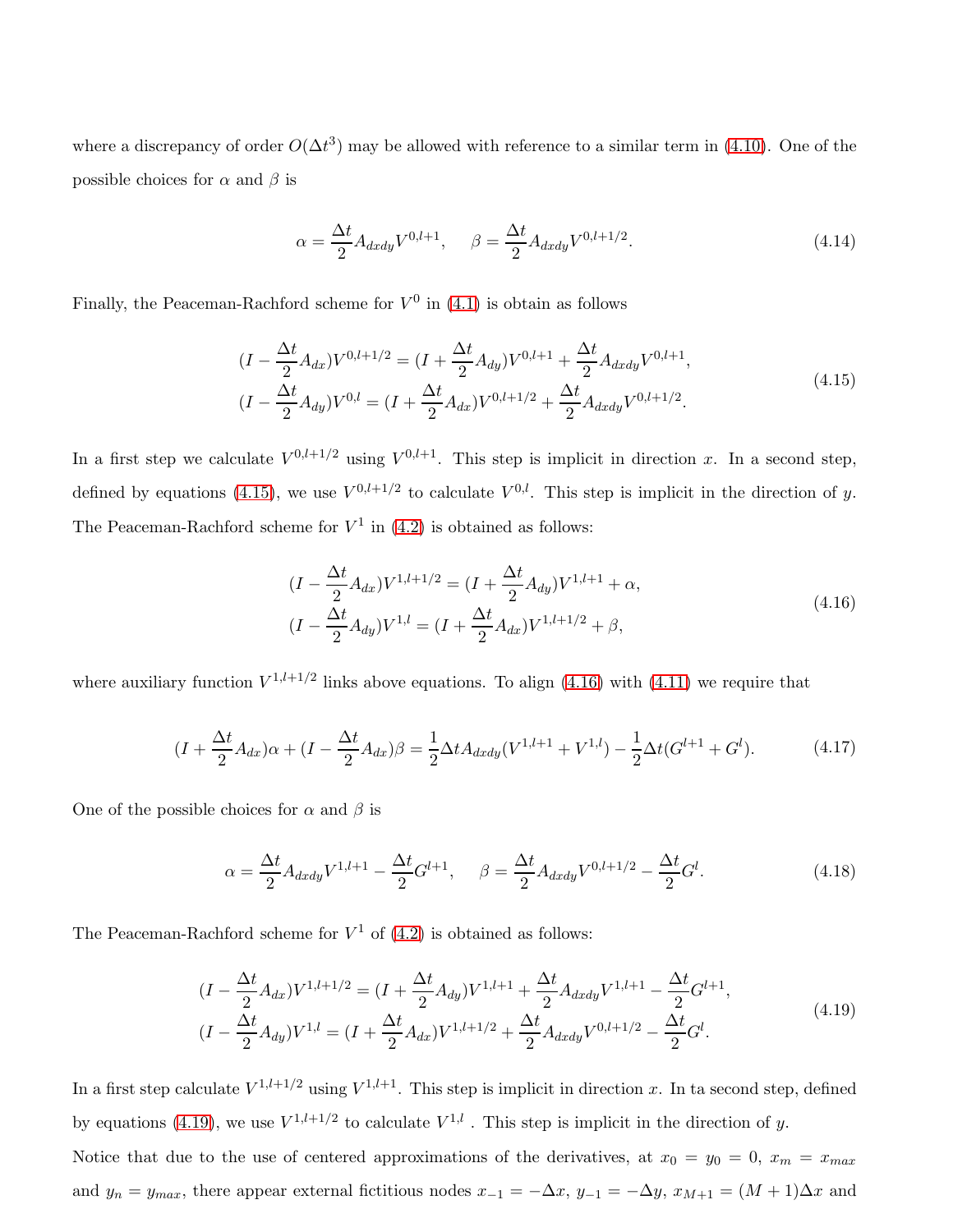where a discrepancy of order $O(\Delta t^3)$ may be allowed with reference to a similar term in (4.10). One of the possible choices for $\alpha$ and $\beta$ is

$$\alpha = \frac{\Delta t}{2} A_{dxdy} V^{0,l+1}, \quad \beta = \frac{\Delta t}{2} A_{dxdy} V^{0,l+1/2}. \tag{4.14}$$

Finally, the Peaceman-Rachford scheme for $V^0$ in (4.1) is obtain as follows

$$\begin{aligned}
(I - \frac{\Delta t}{2} A_{dx}) V^{0,l+1/2} &= (I + \frac{\Delta t}{2} A_{dy}) V^{0,l+1} + \frac{\Delta t}{2} A_{dxdy} V^{0,l+1}, \\
(I - \frac{\Delta t}{2} A_{dy}) V^{0,l} &= (I + \frac{\Delta t}{2} A_{dx}) V^{0,l+1/2} + \frac{\Delta t}{2} A_{dxdy} V^{0,l+1/2}.
\end{aligned} \tag{4.15}$$

In a first step we calculate $V^{0,l+1/2}$ using $V^{0,l+1}$. This step is implicit in direction $x$. In a second step, defined by equations (4.15), we use $V^{0,l+1/2}$ to calculate $V^{0,l}$. This step is implicit in the direction of $y$. The Peaceman-Rachford scheme for $V^1$ in (4.2) is obtained as follows:

$$\begin{aligned}
(I - \frac{\Delta t}{2} A_{dx}) V^{1,l+1/2} &= (I + \frac{\Delta t}{2} A_{dy}) V^{1,l+1} + \alpha, \\
(I - \frac{\Delta t}{2} A_{dy}) V^{1,l} &= (I + \frac{\Delta t}{2} A_{dx}) V^{1,l+1/2} + \beta,
\end{aligned} \tag{4.16}$$

where auxiliary function $V^{1,l+1/2}$ links above equations. To align (4.16) with (4.11) we require that

$$(I + \frac{\Delta t}{2} A_{dx}) \alpha + (I - \frac{\Delta t}{2} A_{dx}) \beta = \frac{1}{2} \Delta t A_{dxdy} (V^{1,l+1} + V^{1,l}) - \frac{1}{2} \Delta t (G^{l+1} + G^l). \tag{4.17}$$

One of the possible choices for $\alpha$ and $\beta$ is

$$\alpha = \frac{\Delta t}{2} A_{dxdy} V^{1,l+1} - \frac{\Delta t}{2} G^{l+1}, \quad \beta = \frac{\Delta t}{2} A_{dxdy} V^{0,l+1/2} - \frac{\Delta t}{2} G^l. \tag{4.18}$$

The Peaceman-Rachford scheme for $V^1$ of (4.2) is obtained as follows:

$$\begin{aligned}
(I - \frac{\Delta t}{2} A_{dx}) V^{1,l+1/2} &= (I + \frac{\Delta t}{2} A_{dy}) V^{1,l+1} + \frac{\Delta t}{2} A_{dxdy} V^{1,l+1} - \frac{\Delta t}{2} G^{l+1}, \\
(I - \frac{\Delta t}{2} A_{dy}) V^{1,l} &= (I + \frac{\Delta t}{2} A_{dx}) V^{1,l+1/2} + \frac{\Delta t}{2} A_{dxdy} V^{0,l+1/2} - \frac{\Delta t}{2} G^l.
\end{aligned} \tag{4.19}$$

In a first step calculate $V^{1,l+1/2}$ using $V^{1,l+1}$. This step is implicit in direction $x$. In ta second step, defined by equations (4.19), we use $V^{1,l+1/2}$ to calculate $V^{1,l}$ . This step is implicit in the direction of $y$.

Notice that due to the use of centered approximations of the derivatives, at $x_0 = y_0 = 0$, $x_m = x_{max}$ and $y_n = y_{max}$, there appear external fictitious nodes $x_{-1} = -\Delta x$, $y_{-1} = -\Delta y$, $x_{M+1} = (M+1)\Delta x$ and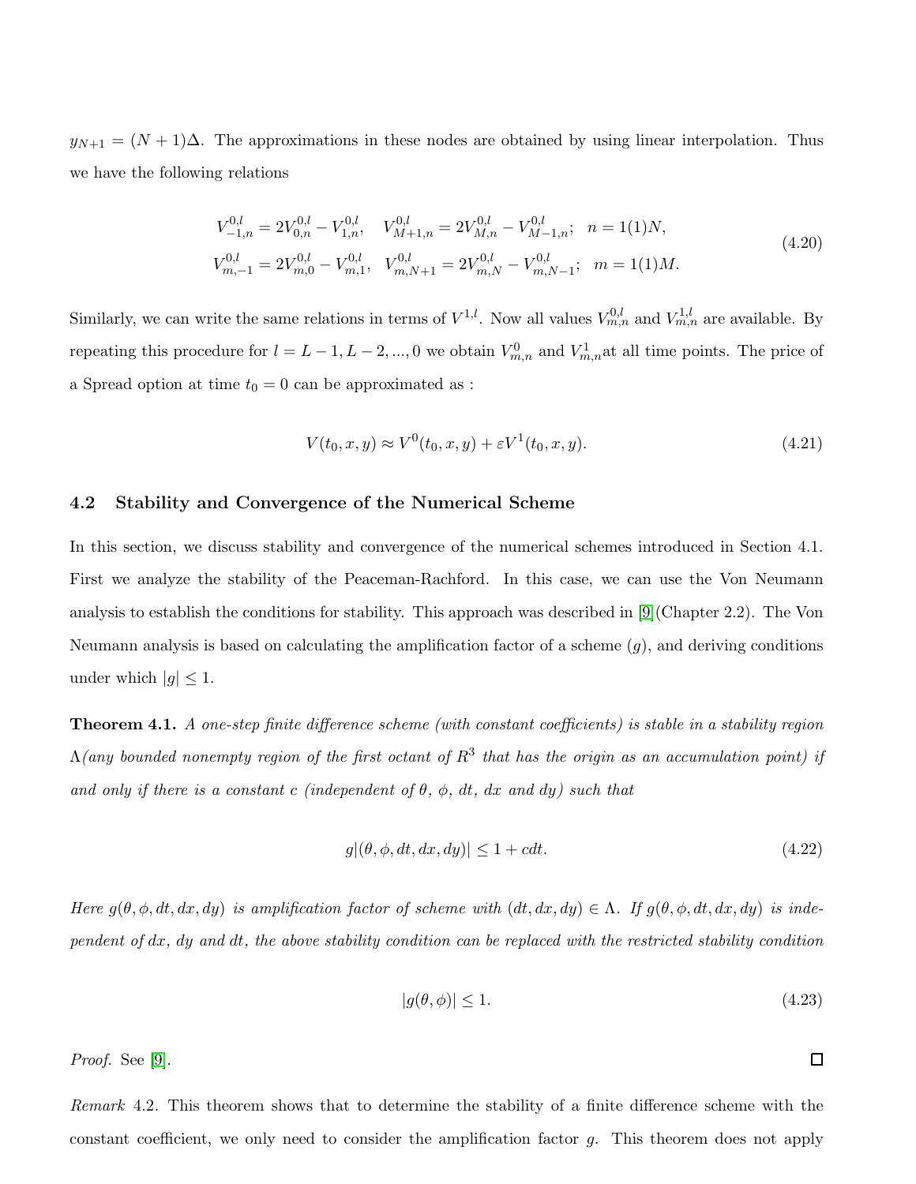$y_{N+1} = (N+1)\Delta$. The approximations in these nodes are obtained by using linear interpolation. Thus we have the following relations

$$
\begin{aligned}
V^{0,l}_{-1,n} &= 2V^{0,l}_{0,n} - V^{0,l}_{1,n}, \quad V^{0,l}_{M+1,n} = 2V^{0,l}_{M,n} - V^{0,l}_{M-1,n}; \quad n = 1(1)N, \\
V^{0,l}_{m,-1} &= 2V^{0,l}_{m,0} - V^{0,l}_{m,1}, \quad V^{0,l}_{m,N+1} = 2V^{0,l}_{m,N} - V^{0,l}_{m,N-1}; \quad m = 1(1)M.
\end{aligned}
\tag{4.20}
$$

Similarly, we can write the same relations in terms of $V^{1,l}$. Now all values $V^{0,l}_{m,n}$ and $V^{1,l}_{m,n}$ are available. By repeating this procedure for $l = L-1, L-2, ..., 0$ we obtain $V^0_{m,n}$ and $V^1_{m,n}$at all time points. The price of a Spread option at time $t_0 = 0$ can be approximated as :

$$
V(t_0, x, y) \approx V^0(t_0, x, y) + \varepsilon V^1(t_0, x, y). \tag{4.21}
$$

## 4.2 Stability and Convergence of the Numerical Scheme

In this section, we discuss stability and convergence of the numerical schemes introduced in Section 4.1. First we analyze the stability of the Peaceman-Rachford. In this case, we can use the Von Neumann analysis to establish the conditions for stability. This approach was described in [9](Chapter 2.2). The Von Neumann analysis is based on calculating the amplification factor of a scheme ($g$), and deriving conditions under which $|g| \leq 1$.

**Theorem 4.1.** *A one-step finite difference scheme (with constant coefficients) is stable in a stability region $\Lambda$(any bounded nonempty region of the first octant of $R^3$ that has the origin as an accumulation point) if and only if there is a constant c (independent of $\theta$, $\phi$, $dt$, $dx$ and $dy$) such that*

$$
g|(\theta, \phi, dt, dx, dy)| \leq 1 + cdt. \tag{4.22}
$$

*Here $g(\theta, \phi, dt, dx, dy)$ is amplification factor of scheme with $(dt, dx, dy) \in \Lambda$. If $g(\theta, \phi, dt, dx, dy)$ is independent of $dx$, $dy$ and $dt$, the above stability condition can be replaced with the restricted stability condition*

$$
|g(\theta, \phi)| \leq 1. \tag{4.23}
$$

*Proof.* See [9]. □

*Remark* 4.2. This theorem shows that to determine the stability of a finite difference scheme with the constant coefficient, we only need to consider the amplification factor $g$. This theorem does not apply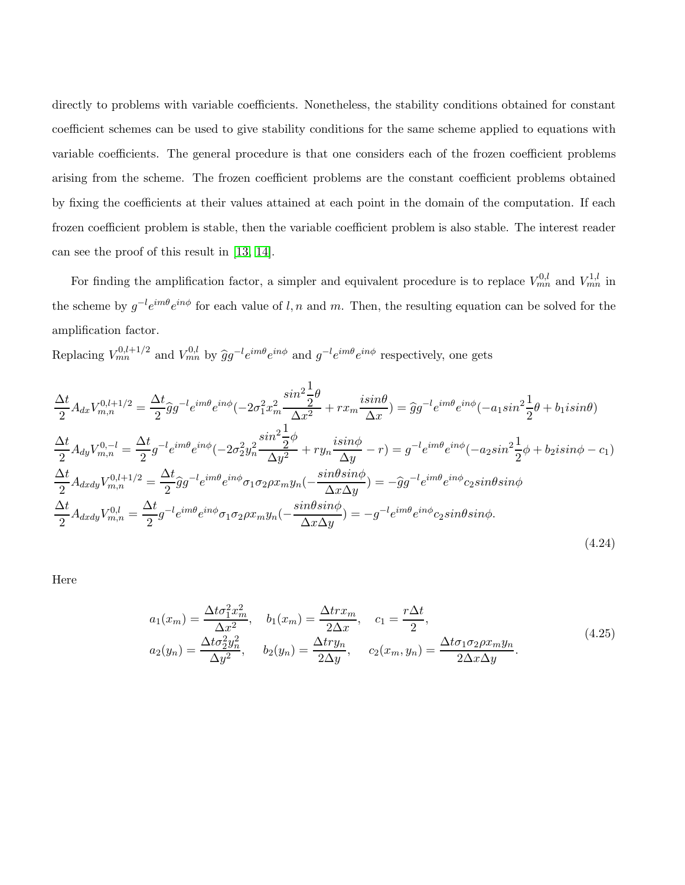directly to problems with variable coefficients. Nonetheless, the stability conditions obtained for constant coefficient schemes can be used to give stability conditions for the same scheme applied to equations with variable coefficients. The general procedure is that one considers each of the frozen coefficient problems arising from the scheme. The frozen coefficient problems are the constant coefficient problems obtained by fixing the coefficients at their values attained at each point in the domain of the computation. If each frozen coefficient problem is stable, then the variable coefficient problem is also stable. The interest reader can see the proof of this result in [13, 14].

For finding the amplification factor, a simpler and equivalent procedure is to replace $V_{mn}^{0,l}$ and $V_{mn}^{1,l}$ in the scheme by $g^{-l}e^{im\theta}e^{in\phi}$ for each value of $l, n$ and $m$. Then, the resulting equation can be solved for the amplification factor.

Replacing $V_{mn}^{0,l+1/2}$ and $V_{mn}^{0,l}$ by $\widehat{g}g^{-l}e^{im\theta}e^{in\phi}$ and $g^{-l}e^{im\theta}e^{in\phi}$ respectively, one gets

$$
\begin{aligned}
&\frac{\Delta t}{2}A_{dx}V_{m,n}^{0,l+1/2} = \frac{\Delta t}{2}\widehat{g}g^{-l}e^{im\theta}e^{in\phi}(-2\sigma_1^2x_m^2\frac{sin^2\frac{1}{2}\theta}{\Delta x^2} + rx_m\frac{isin\theta}{\Delta x}) = \widehat{g}g^{-l}e^{im\theta}e^{in\phi}(-a_1sin^2\frac{1}{2}\theta + b_1isin\theta)\\
&\frac{\Delta t}{2}A_{dy}V_{m,n}^{0,-l} = \frac{\Delta t}{2}g^{-l}e^{im\theta}e^{in\phi}(-2\sigma_2^2y_n^2\frac{sin^2\frac{1}{2}\phi}{\Delta y^2} + ry_n\frac{isin\phi}{\Delta y} - r) = g^{-l}e^{im\theta}e^{in\phi}(-a_2sin^2\frac{1}{2}\phi + b_2isin\phi - c_1)\\
&\frac{\Delta t}{2}A_{dxdy}V_{m,n}^{0,l+1/2} = \frac{\Delta t}{2}\widehat{g}g^{-l}e^{im\theta}e^{in\phi}\sigma_1\sigma_2\rho x_my_n(-\frac{sin\theta sin\phi}{\Delta x\Delta y}) = -\widehat{g}g^{-l}e^{im\theta}e^{in\phi}c_2sin\theta sin\phi\\
&\frac{\Delta t}{2}A_{dxdy}V_{m,n}^{0,l} = \frac{\Delta t}{2}g^{-l}e^{im\theta}e^{in\phi}\sigma_1\sigma_2\rho x_my_n(-\frac{sin\theta sin\phi}{\Delta x\Delta y}) = -g^{-l}e^{im\theta}e^{in\phi}c_2sin\theta sin\phi.
\end{aligned}
\tag{4.24}
$$

Here

$$
\begin{aligned}
&a_1(x_m) = \frac{\Delta t\sigma_1^2x_m^2}{\Delta x^2}, \quad b_1(x_m) = \frac{\Delta trx_m}{2\Delta x}, \quad c_1 = \frac{r\Delta t}{2},\\
&a_2(y_n) = \frac{\Delta t\sigma_2^2y_n^2}{\Delta y^2}, \quad b_2(y_n) = \frac{\Delta try_n}{2\Delta y}, \quad c_2(x_m, y_n) = \frac{\Delta t\sigma_1\sigma_2\rho x_my_n}{2\Delta x\Delta y}.
\end{aligned}
\tag{4.25}
$$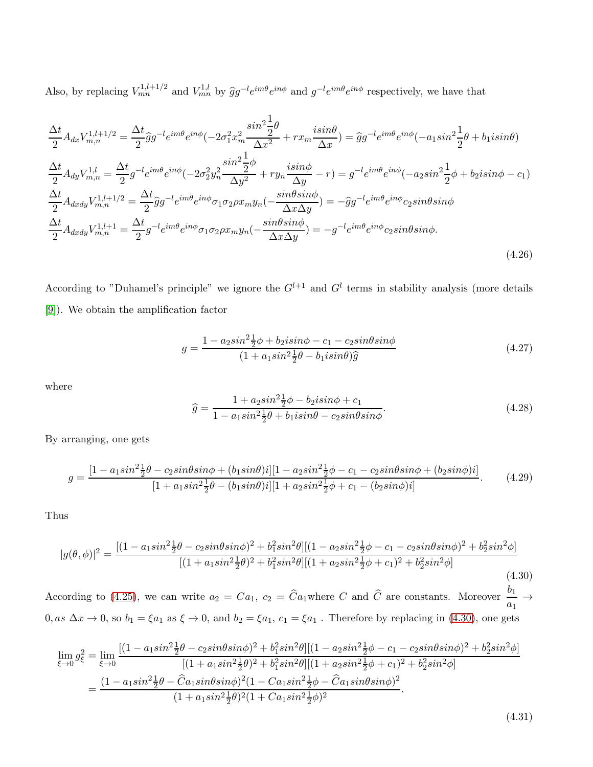Also, by replacing $V_{mn}^{1,l+1/2}$ and $V_{mn}^{1,l}$ by $\widehat{g}g^{-l}e^{im\theta}e^{in\phi}$ and $g^{-l}e^{im\theta}e^{in\phi}$ respectively, we have that

$$
\begin{aligned}
\frac{\Delta t}{2}A_{dx}V_{m,n}^{1,l+1/2} &= \frac{\Delta t}{2}\widehat{g}g^{-l}e^{im\theta}e^{in\phi}(-2\sigma_1^2 x_m^2\frac{sin^2\frac{1}{2}\theta}{\Delta x^2} + rx_m\frac{isin\theta}{\Delta x}) = \widehat{g}g^{-l}e^{im\theta}e^{in\phi}(-a_1 sin^2\frac{1}{2}\theta + b_1 isin\theta) \\
\frac{\Delta t}{2}A_{dy}V_{m,n}^{1,l} &= \frac{\Delta t}{2}g^{-l}e^{im\theta}e^{in\phi}(-2\sigma_2^2 y_n^2\frac{sin^2\frac{1}{2}\phi}{\Delta y^2} + ry_n\frac{isin\phi}{\Delta y} - r) = g^{-l}e^{im\theta}e^{in\phi}(-a_2 sin^2\frac{1}{2}\phi + b_2 isin\phi - c_1) \\
\frac{\Delta t}{2}A_{dxdy}V_{m,n}^{1,l+1/2} &= \frac{\Delta t}{2}\widehat{g}g^{-l}e^{im\theta}e^{in\phi}\sigma_1\sigma_2\rho x_m y_n(-\frac{sin\theta sin\phi}{\Delta x\Delta y}) = -\widehat{g}g^{-l}e^{im\theta}e^{in\phi}c_2 sin\theta sin\phi \\
\frac{\Delta t}{2}A_{dxdy}V_{m,n}^{1,l+1} &= \frac{\Delta t}{2}g^{-l}e^{im\theta}e^{in\phi}\sigma_1\sigma_2\rho x_m y_n(-\frac{sin\theta sin\phi}{\Delta x\Delta y}) = -g^{-l}e^{im\theta}e^{in\phi}c_2 sin\theta sin\phi.
\end{aligned}
\tag{4.26}
$$

According to "Duhamel's principle" we ignore the $G^{l+1}$ and $G^l$ terms in stability analysis (more details [9]). We obtain the amplification factor

$$
g = \frac{1 - a_2 sin^2\frac{1}{2}\phi + b_2 isin\phi - c_1 - c_2 sin\theta sin\phi}{(1 + a_1 sin^2\frac{1}{2}\theta - b_1 isin\theta)\widehat{g}}
\tag{4.27}
$$

where

$$
\widehat{g} = \frac{1 + a_2 sin^2\frac{1}{2}\phi - b_2 isin\phi + c_1}{1 - a_1 sin^2\frac{1}{2}\theta + b_1 isin\theta - c_2 sin\theta sin\phi}.
\tag{4.28}
$$

By arranging, one gets

$$
g = \frac{[1 - a_1 sin^2\frac{1}{2}\theta - c_2 sin\theta sin\phi + (b_1 sin\theta)i][1 - a_2 sin^2\frac{1}{2}\phi - c_1 - c_2 sin\theta sin\phi + (b_2 sin\phi)i]}{[1 + a_1 sin^2\frac{1}{2}\theta - (b_1 sin\theta)i][1 + a_2 sin^2\frac{1}{2}\phi + c_1 - (b_2 sin\phi)i]}.
\tag{4.29}
$$

Thus

$$
|g(\theta,\phi)|^2 = \frac{[(1 - a_1 sin^2\frac{1}{2}\theta - c_2 sin\theta sin\phi)^2 + b_1^2 sin^2\theta][(1 - a_2 sin^2\frac{1}{2}\phi - c_1 - c_2 sin\theta sin\phi)^2 + b_2^2 sin^2\phi]}{[(1 + a_1 sin^2\frac{1}{2}\theta)^2 + b_1^2 sin^2\theta][(1 + a_2 sin^2\frac{1}{2}\phi + c_1)^2 + b_2^2 sin^2\phi]}
\tag{4.30}
$$

According to (4.25), we can write $a_2 = Ca_1$, $c_2 = \widehat{C}a_1$where $C$ and $\widehat{C}$ are constants. Moreover $\frac{b_1}{a_1} \to 0, as\ \Delta x \to 0$, so $b_1 = \xi a_1$ as $\xi \to 0$, and $b_2 = \xi a_1$, $c_1 = \xi a_1$ . Therefore by replacing in (4.30), one gets

$$
\begin{aligned}
\lim_{\xi\to 0} g_\xi^2 &= \lim_{\xi\to 0}\frac{[(1 - a_1 sin^2\frac{1}{2}\theta - c_2 sin\theta sin\phi)^2 + b_1^2 sin^2\theta][(1 - a_2 sin^2\frac{1}{2}\phi - c_1 - c_2 sin\theta sin\phi)^2 + b_2^2 sin^2\phi]}{[(1 + a_1 sin^2\frac{1}{2}\theta)^2 + b_1^2 sin^2\theta][(1 + a_2 sin^2\frac{1}{2}\phi + c_1)^2 + b_2^2 sin^2\phi]} \\
&= \frac{(1 - a_1 sin^2\frac{1}{2}\theta - \widehat{C}a_1 sin\theta sin\phi)^2(1 - Ca_1 sin^2\frac{1}{2}\phi - \widehat{C}a_1 sin\theta sin\phi)^2}{(1 + a_1 sin^2\frac{1}{2}\theta)^2(1 + Ca_1 sin^2\frac{1}{2}\phi)^2}.
\end{aligned}
\tag{4.31}
$$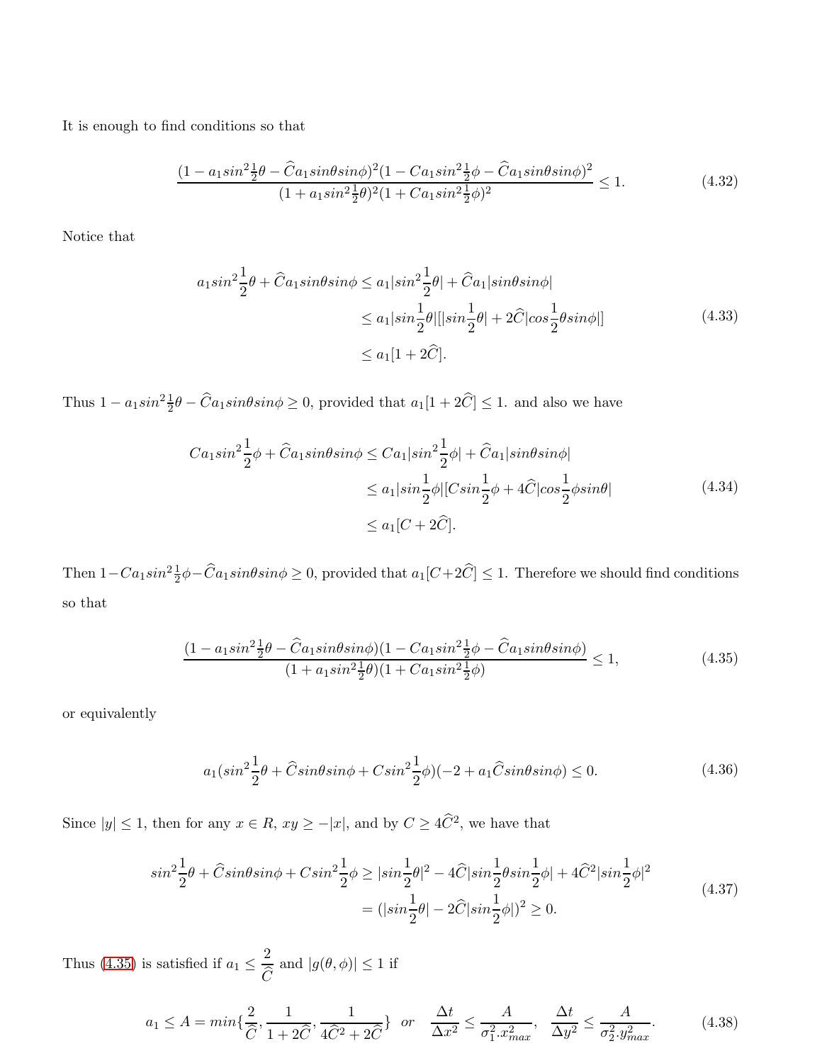It is enough to find conditions so that

$$\frac{(1 - a_1 sin^2\frac{1}{2}\theta - \widehat{C}a_1 sin\theta sin\phi)^2(1 - Ca_1 sin^2\frac{1}{2}\phi - \widehat{C}a_1 sin\theta sin\phi)^2}{(1 + a_1 sin^2\frac{1}{2}\theta)^2(1 + Ca_1 sin^2\frac{1}{2}\phi)^2} \leq 1. \tag{4.32}$$

Notice that

$$\begin{aligned} a_1 sin^2\frac{1}{2}\theta + \widehat{C}a_1 sin\theta sin\phi &\leq a_1|sin^2\frac{1}{2}\theta| + \widehat{C}a_1|sin\theta sin\phi| \\ &\leq a_1|sin\frac{1}{2}\theta|[|sin\frac{1}{2}\theta| + 2\widehat{C}|cos\frac{1}{2}\theta sin\phi|] \\ &\leq a_1[1 + 2\widehat{C}]. \end{aligned} \tag{4.33}$$

Thus $1 - a_1 sin^2\frac{1}{2}\theta - \widehat{C}a_1 sin\theta sin\phi \geq 0$, provided that $a_1[1 + 2\widehat{C}] \leq 1$. and also we have

$$\begin{aligned} Ca_1 sin^2\frac{1}{2}\phi + \widehat{C}a_1 sin\theta sin\phi &\leq Ca_1|sin^2\frac{1}{2}\phi| + \widehat{C}a_1|sin\theta sin\phi| \\ &\leq a_1|sin\frac{1}{2}\phi|[Csin\frac{1}{2}\phi + 4\widehat{C}|cos\frac{1}{2}\phi sin\theta| \\ &\leq a_1[C + 2\widehat{C}]. \end{aligned} \tag{4.34}$$

Then $1 - Ca_1 sin^2\frac{1}{2}\phi - \widehat{C}a_1 sin\theta sin\phi \geq 0$, provided that $a_1[C + 2\widehat{C}] \leq 1$. Therefore we should find conditions so that

$$\frac{(1 - a_1 sin^2\frac{1}{2}\theta - \widehat{C}a_1 sin\theta sin\phi)(1 - Ca_1 sin^2\frac{1}{2}\phi - \widehat{C}a_1 sin\theta sin\phi)}{(1 + a_1 sin^2\frac{1}{2}\theta)(1 + Ca_1 sin^2\frac{1}{2}\phi)} \leq 1, \tag{4.35}$$

or equivalently

$$a_1(sin^2\frac{1}{2}\theta + \widehat{C}sin\theta sin\phi + Csin^2\frac{1}{2}\phi)(-2 + a_1\widehat{C}sin\theta sin\phi) \leq 0. \tag{4.36}$$

Since $|y| \leq 1$, then for any $x \in R$, $xy \geq -|x|$, and by $C \geq 4\widehat{C}^2$, we have that

$$\begin{aligned} sin^2\frac{1}{2}\theta + \widehat{C}sin\theta sin\phi + Csin^2\frac{1}{2}\phi &\geq |sin\frac{1}{2}\theta|^2 - 4\widehat{C}|sin\frac{1}{2}\theta sin\frac{1}{2}\phi| + 4\widehat{C}^2|sin\frac{1}{2}\phi|^2 \\ &= (|sin\frac{1}{2}\theta| - 2\widehat{C}|sin\frac{1}{2}\phi|)^2 \geq 0. \end{aligned} \tag{4.37}$$

Thus (4.35) is satisfied if $a_1 \leq \dfrac{2}{\widehat{C}}$ and $|g(\theta, \phi)| \leq 1$ if

$$a_1 \leq A = min\{\frac{2}{\widehat{C}}, \frac{1}{1 + 2\widehat{C}}, \frac{1}{4\widehat{C}^2 + 2\widehat{C}}\} \quad or \quad \frac{\Delta t}{\Delta x^2} \leq \frac{A}{\sigma_1^2.x_{max}^2}, \quad \frac{\Delta t}{\Delta y^2} \leq \frac{A}{\sigma_2^2.y_{max}^2}. \tag{4.38}$$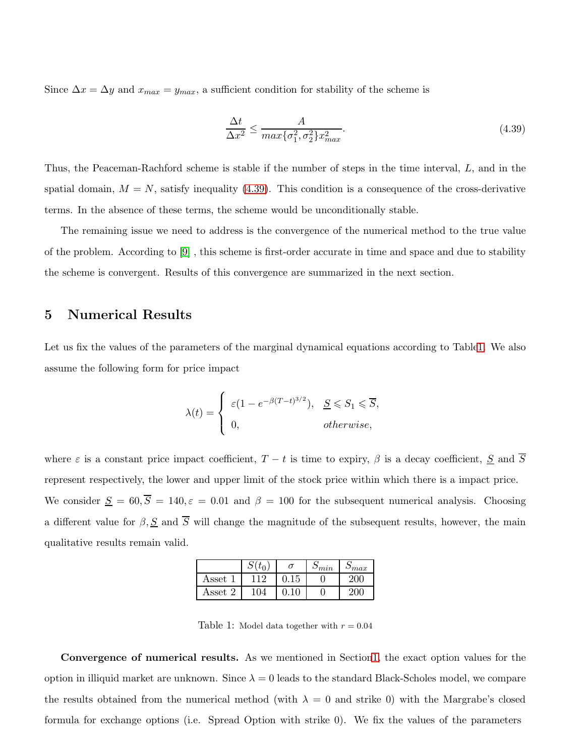Since $\Delta x = \Delta y$ and $x_{max} = y_{max}$, a sufficient condition for stability of the scheme is

$$\frac{\Delta t}{\Delta x^2} \leq \frac{A}{max\{\sigma_1^2, \sigma_2^2\} x_{max}^2}. \tag{4.39}$$

Thus, the Peaceman-Rachford scheme is stable if the number of steps in the time interval, $L$, and in the spatial domain, $M = N$, satisfy inequality (4.39). This condition is a consequence of the cross-derivative terms. In the absence of these terms, the scheme would be unconditionally stable.

The remaining issue we need to address is the convergence of the numerical method to the true value of the problem. According to [9] , this scheme is first-order accurate in time and space and due to stability the scheme is convergent. Results of this convergence are summarized in the next section.

## 5 Numerical Results

Let us fix the values of the parameters of the marginal dynamical equations according to Table1. We also assume the following form for price impact

$$\lambda(t) = \begin{cases} \varepsilon(1 - e^{-\beta(T-t)^{3/2}}), & \underline{S} \leqslant S_1 \leqslant \overline{S}, \\ 0, & otherwise, \end{cases}$$

where $\varepsilon$ is a constant price impact coefficient, $T - t$ is time to expiry, $\beta$ is a decay coefficient, $\underline{S}$ and $\overline{S}$ represent respectively, the lower and upper limit of the stock price within which there is a impact price. We consider $\underline{S} = 60, \overline{S} = 140, \varepsilon = 0.01$ and $\beta = 100$ for the subsequent numerical analysis. Choosing a different value for $\beta, \underline{S}$ and $\overline{S}$ will change the magnitude of the subsequent results, however, the main qualitative results remain valid.

| | $S(t_0)$ | $\sigma$ | $S_{min}$ | $S_{max}$ |
|---|---|---|---|---|
| Asset 1 | 112 | 0.15 | 0 | 200 |
| Asset 2 | 104 | 0.10 | 0 | 200 |

Table 1: Model data together with $r = 0.04$

**Convergence of numerical results.** As we mentioned in Section1, the exact option values for the option in illiquid market are unknown. Since $\lambda = 0$ leads to the standard Black-Scholes model, we compare the results obtained from the numerical method (with $\lambda = 0$ and strike 0) with the Margrabe's closed formula for exchange options (i.e. Spread Option with strike 0). We fix the values of the parameters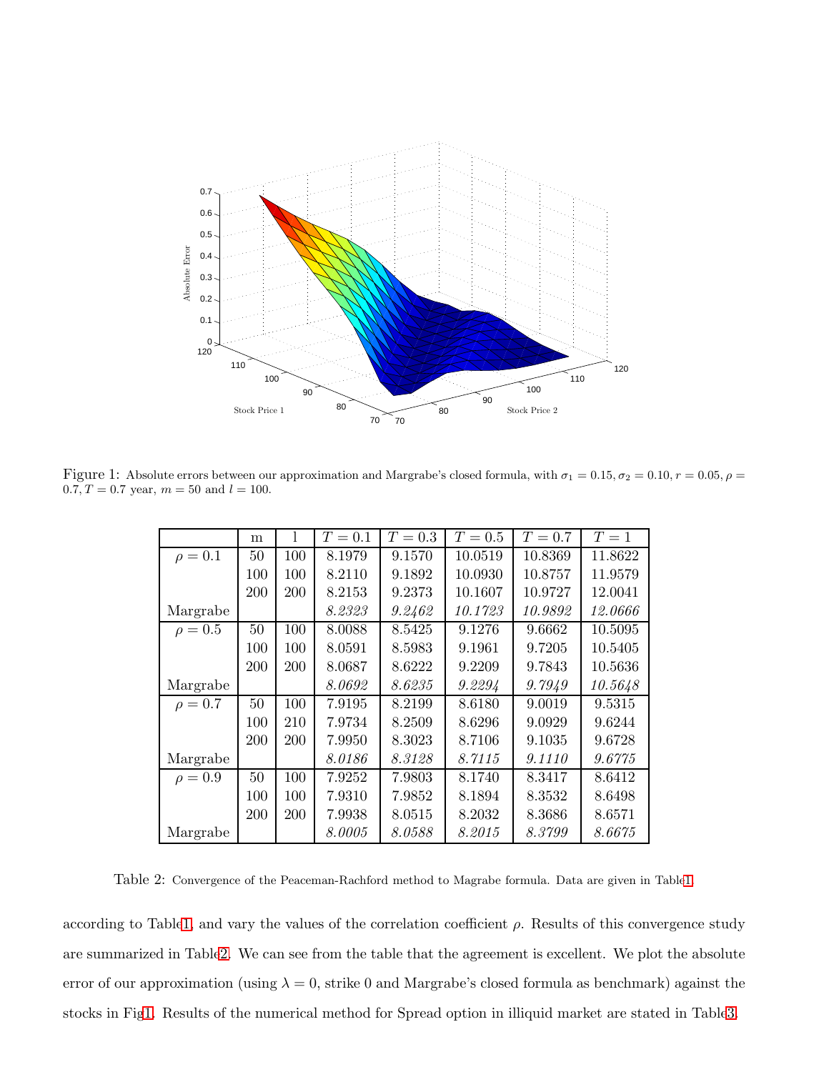Figure 1: Absolute errors between our approximation and Margrabe's closed formula, with $\sigma_1 = 0.15, \sigma_2 = 0.10, r = 0.05, \rho = 0.7, T = 0.7$ year, $m = 50$ and $l = 100$.

| | m | l | $T = 0.1$ | $T = 0.3$ | $T = 0.5$ | $T = 0.7$ | $T = 1$ |
|---|---|---|---|---|---|---|---|
| $\rho = 0.1$ | 50 | 100 | 8.1979 | 9.1570 | 10.0519 | 10.8369 | 11.8622 |
| | 100 | 100 | 8.2110 | 9.1892 | 10.0930 | 10.8757 | 11.9579 |
| | 200 | 200 | 8.2153 | 9.2373 | 10.1607 | 10.9727 | 12.0041 |
| Margrabe | | | *8.2323* | *9.2462* | *10.1723* | *10.9892* | *12.0666* |
| $\rho = 0.5$ | 50 | 100 | 8.0088 | 8.5425 | 9.1276 | 9.6662 | 10.5095 |
| | 100 | 100 | 8.0591 | 8.5983 | 9.1961 | 9.7205 | 10.5405 |
| | 200 | 200 | 8.0687 | 8.6222 | 9.2209 | 9.7843 | 10.5636 |
| Margrabe | | | *8.0692* | *8.6235* | *9.2294* | *9.7949* | *10.5648* |
| $\rho = 0.7$ | 50 | 100 | 7.9195 | 8.2199 | 8.6180 | 9.0019 | 9.5315 |
| | 100 | 210 | 7.9734 | 8.2509 | 8.6296 | 9.0929 | 9.6244 |
| | 200 | 200 | 7.9950 | 8.3023 | 8.7106 | 9.1035 | 9.6728 |
| Margrabe | | | *8.0186* | *8.3128* | *8.7115* | *9.1110* | *9.6775* |
| $\rho = 0.9$ | 50 | 100 | 7.9252 | 7.9803 | 8.1740 | 8.3417 | 8.6412 |
| | 100 | 100 | 7.9310 | 7.9852 | 8.1894 | 8.3532 | 8.6498 |
| | 200 | 200 | 7.9938 | 8.0515 | 8.2032 | 8.3686 | 8.6571 |
| Margrabe | | | *8.0005* | *8.0588* | *8.2015* | *8.3799* | *8.6675* |

Table 2: Convergence of the Peaceman-Rachford method to Magrabe formula. Data are given in Table1.

according to Table1, and vary the values of the correlation coefficient $\rho$. Results of this convergence study are summarized in Table2. We can see from the table that the agreement is excellent. We plot the absolute error of our approximation (using $\lambda = 0$, strike 0 and Margrabe's closed formula as benchmark) against the stocks in Fig1. Results of the numerical method for Spread option in illiquid market are stated in Table3.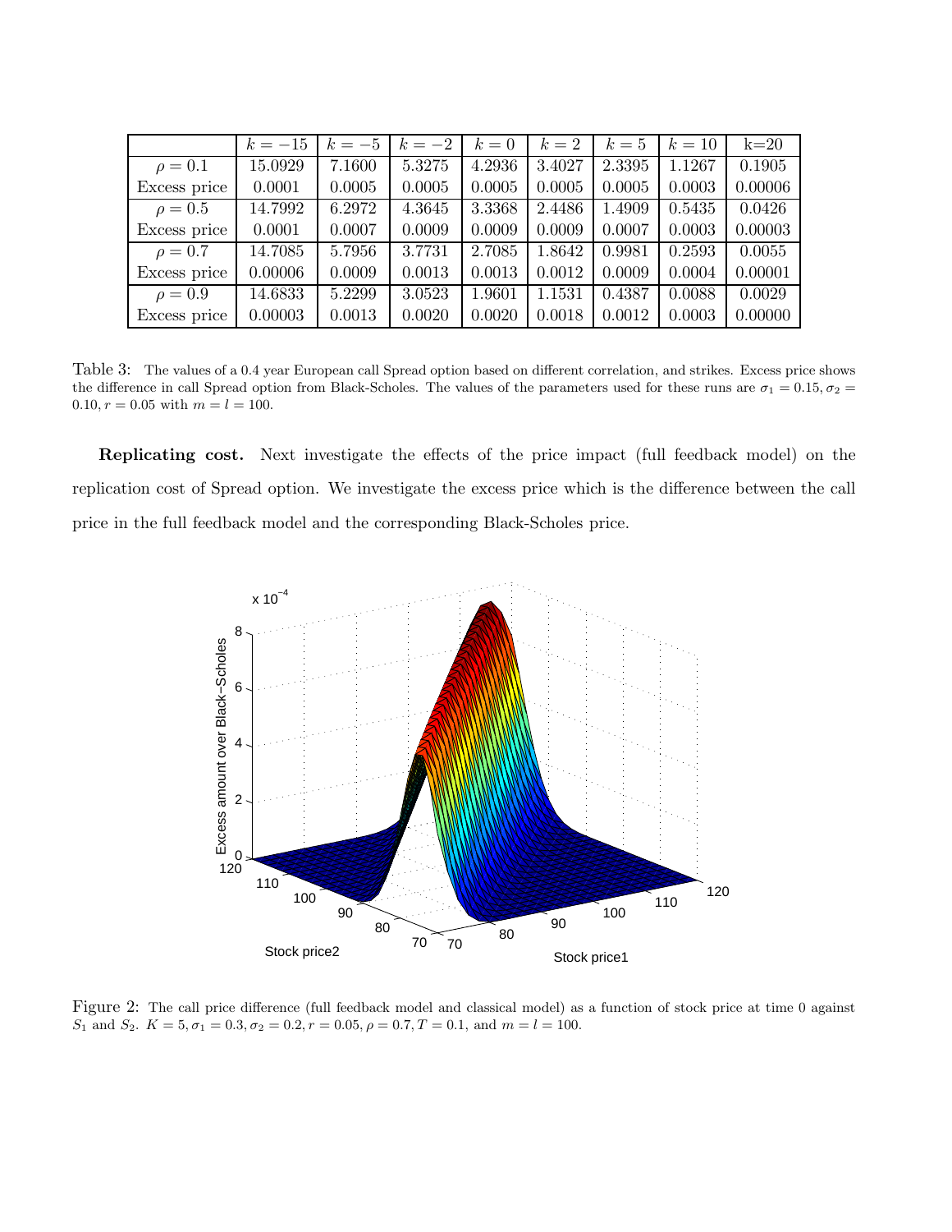|  | $k=-15$ | $k=-5$ | $k=-2$ | $k=0$ | $k=2$ | $k=5$ | $k=10$ | k=20 |
|---|---|---|---|---|---|---|---|---|
| $\rho=0.1$ | 15.0929 | 7.1600 | 5.3275 | 4.2936 | 3.4027 | 2.3395 | 1.1267 | 0.1905 |
| Excess price | 0.0001 | 0.0005 | 0.0005 | 0.0005 | 0.0005 | 0.0005 | 0.0003 | 0.00006 |
| $\rho=0.5$ | 14.7992 | 6.2972 | 4.3645 | 3.3368 | 2.4486 | 1.4909 | 0.5435 | 0.0426 |
| Excess price | 0.0001 | 0.0007 | 0.0009 | 0.0009 | 0.0009 | 0.0007 | 0.0003 | 0.00003 |
| $\rho=0.7$ | 14.7085 | 5.7956 | 3.7731 | 2.7085 | 1.8642 | 0.9981 | 0.2593 | 0.0055 |
| Excess price | 0.00006 | 0.0009 | 0.0013 | 0.0013 | 0.0012 | 0.0009 | 0.0004 | 0.00001 |
| $\rho=0.9$ | 14.6833 | 5.2299 | 3.0523 | 1.9601 | 1.1531 | 0.4387 | 0.0088 | 0.0029 |
| Excess price | 0.00003 | 0.0013 | 0.0020 | 0.0020 | 0.0018 | 0.0012 | 0.0003 | 0.00000 |

Table 3: The values of a 0.4 year European call Spread option based on different correlation, and strikes. Excess price shows the difference in call Spread option from Black-Scholes. The values of the parameters used for these runs are $\sigma_1 = 0.15, \sigma_2 = 0.10, r = 0.05$ with $m = l = 100$.

**Replicating cost.** Next investigate the effects of the price impact (full feedback model) on the replication cost of Spread option. We investigate the excess price which is the difference between the call price in the full feedback model and the corresponding Black-Scholes price.

Figure 2: The call price difference (full feedback model and classical model) as a function of stock price at time 0 against $S_1$ and $S_2$. $K = 5, \sigma_1 = 0.3, \sigma_2 = 0.2, r = 0.05, \rho = 0.7, T = 0.1$, and $m = l = 100$.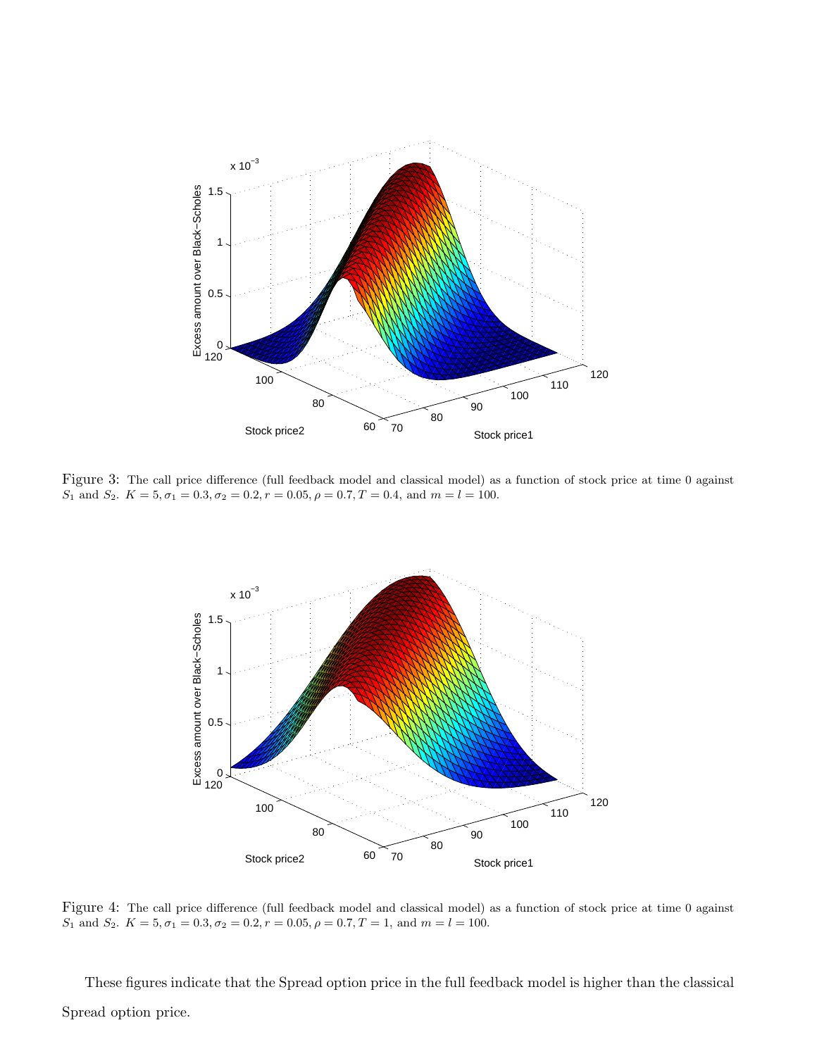Figure 3: The call price difference (full feedback model and classical model) as a function of stock price at time 0 against $S_1$ and $S_2$. $K = 5, \sigma_1 = 0.3, \sigma_2 = 0.2, r = 0.05, \rho = 0.7, T = 0.4$, and $m = l = 100$.

Figure 4: The call price difference (full feedback model and classical model) as a function of stock price at time 0 against $S_1$ and $S_2$. $K = 5, \sigma_1 = 0.3, \sigma_2 = 0.2, r = 0.05, \rho = 0.7, T = 1$, and $m = l = 100$.

These figures indicate that the Spread option price in the full feedback model is higher than the classical Spread option price.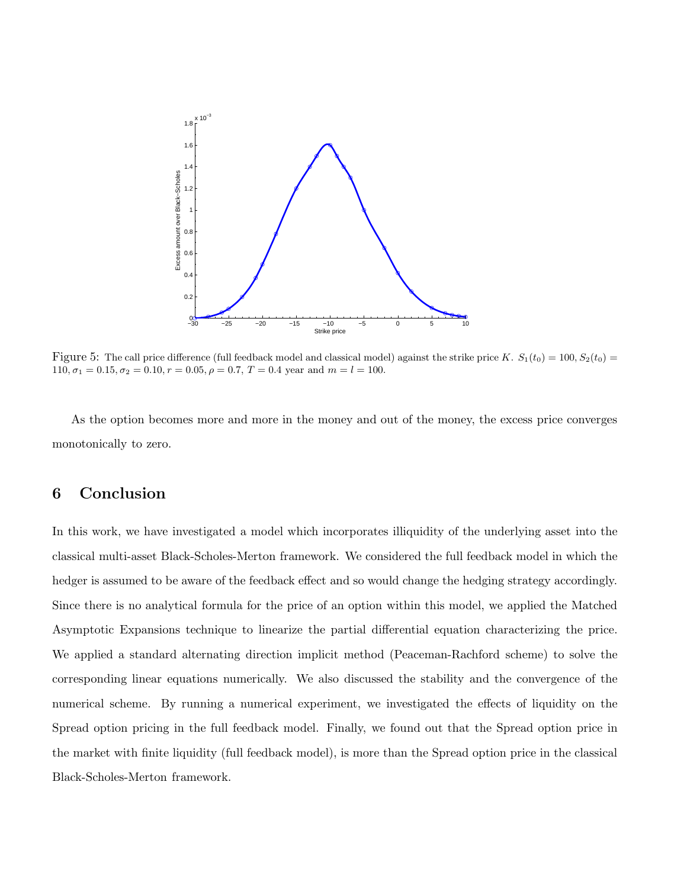Figure 5: The call price difference (full feedback model and classical model) against the strike price $K$. $S_1(t_0) = 100, S_2(t_0) = 110, \sigma_1 = 0.15, \sigma_2 = 0.10, r = 0.05, \rho = 0.7$, $T = 0.4$ year and $m = l = 100$.

As the option becomes more and more in the money and out of the money, the excess price converges monotonically to zero.

## 6 Conclusion

In this work, we have investigated a model which incorporates illiquidity of the underlying asset into the classical multi-asset Black-Scholes-Merton framework. We considered the full feedback model in which the hedger is assumed to be aware of the feedback effect and so would change the hedging strategy accordingly. Since there is no analytical formula for the price of an option within this model, we applied the Matched Asymptotic Expansions technique to linearize the partial differential equation characterizing the price. We applied a standard alternating direction implicit method (Peaceman-Rachford scheme) to solve the corresponding linear equations numerically. We also discussed the stability and the convergence of the numerical scheme. By running a numerical experiment, we investigated the effects of liquidity on the Spread option pricing in the full feedback model. Finally, we found out that the Spread option price in the market with finite liquidity (full feedback model), is more than the Spread option price in the classical Black-Scholes-Merton framework.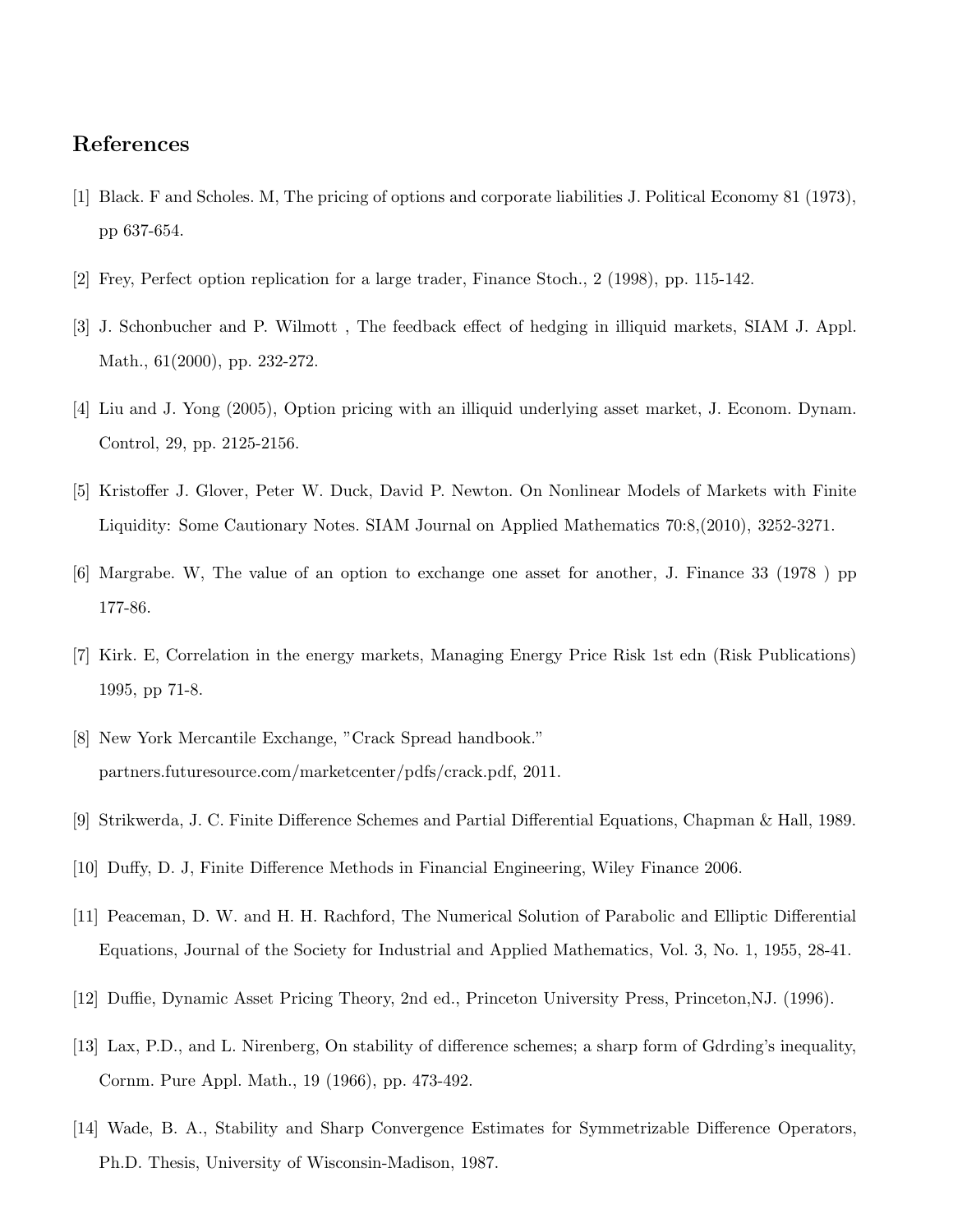## References

[1] Black. F and Scholes. M, The pricing of options and corporate liabilities J. Political Economy 81 (1973), pp 637-654.

[2] Frey, Perfect option replication for a large trader, Finance Stoch., 2 (1998), pp. 115-142.

[3] J. Schonbucher and P. Wilmott , The feedback effect of hedging in illiquid markets, SIAM J. Appl. Math., 61(2000), pp. 232-272.

[4] Liu and J. Yong (2005), Option pricing with an illiquid underlying asset market, J. Econom. Dynam. Control, 29, pp. 2125-2156.

[5] Kristoffer J. Glover, Peter W. Duck, David P. Newton. On Nonlinear Models of Markets with Finite Liquidity: Some Cautionary Notes. SIAM Journal on Applied Mathematics 70:8,(2010), 3252-3271.

[6] Margrabe. W, The value of an option to exchange one asset for another, J. Finance 33 (1978 ) pp 177-86.

[7] Kirk. E, Correlation in the energy markets, Managing Energy Price Risk 1st edn (Risk Publications) 1995, pp 71-8.

[8] New York Mercantile Exchange, "Crack Spread handbook."
partners.futuresource.com/marketcenter/pdfs/crack.pdf, 2011.

[9] Strikwerda, J. C. Finite Difference Schemes and Partial Differential Equations, Chapman & Hall, 1989.

[10] Duffy, D. J, Finite Difference Methods in Financial Engineering, Wiley Finance 2006.

[11] Peaceman, D. W. and H. H. Rachford, The Numerical Solution of Parabolic and Elliptic Differential Equations, Journal of the Society for Industrial and Applied Mathematics, Vol. 3, No. 1, 1955, 28-41.

[12] Duffie, Dynamic Asset Pricing Theory, 2nd ed., Princeton University Press, Princeton,NJ. (1996).

[13] Lax, P.D., and L. Nirenberg, On stability of difference schemes; a sharp form of Gdrding's inequality, Cornm. Pure Appl. Math., 19 (1966), pp. 473-492.

[14] Wade, B. A., Stability and Sharp Convergence Estimates for Symmetrizable Difference Operators, Ph.D. Thesis, University of Wisconsin-Madison, 1987.